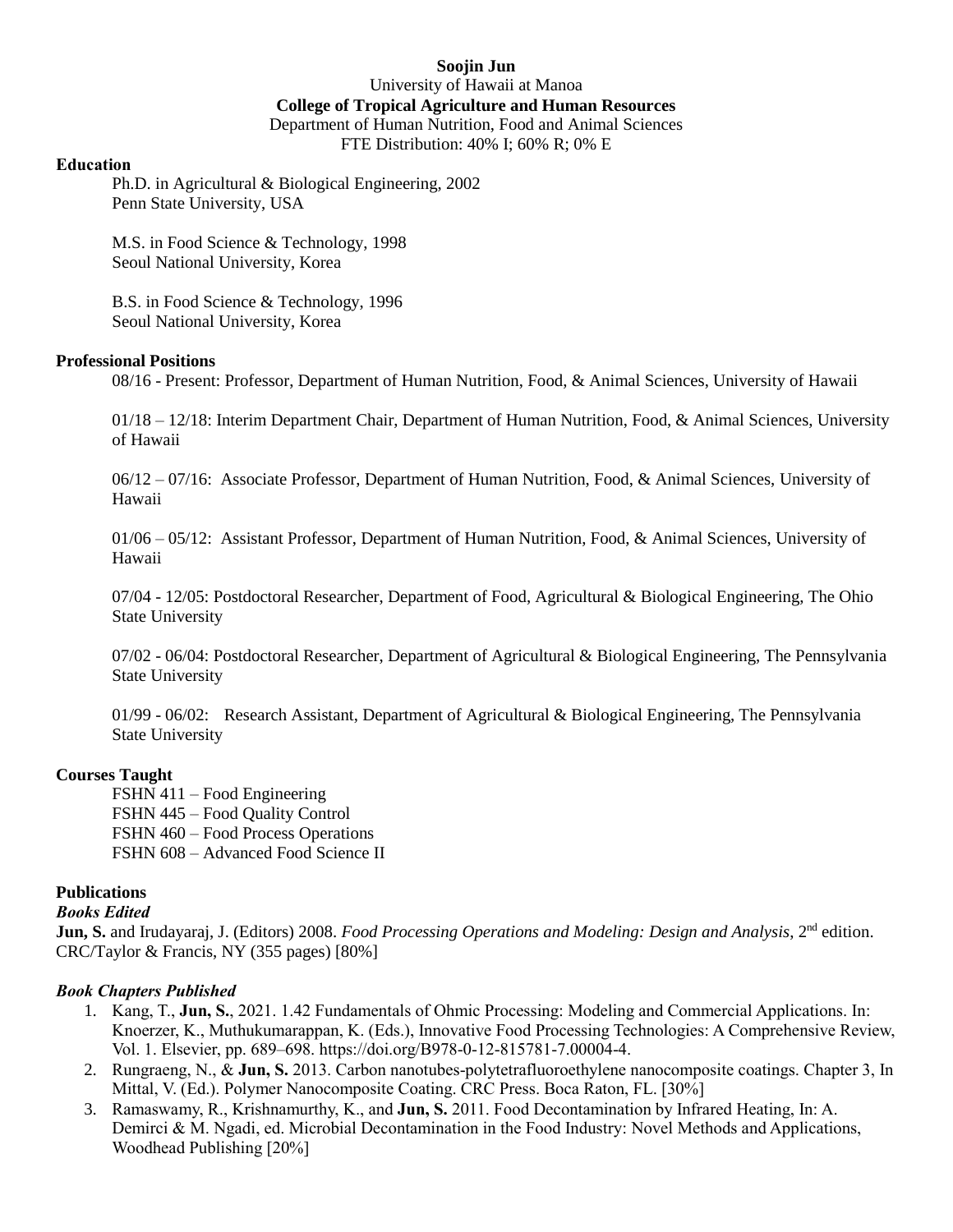**Soojin Jun**
University of Hawaii at Manoa
**College of Tropical Agriculture and Human Resources**
Department of Human Nutrition, Food and Animal Sciences
FTE Distribution: 40% I; 60% R; 0% E

## Education

Ph.D. in Agricultural & Biological Engineering, 2002
Penn State University, USA

M.S. in Food Science & Technology, 1998
Seoul National University, Korea

B.S. in Food Science & Technology, 1996
Seoul National University, Korea

## Professional Positions

08/16 - Present: Professor, Department of Human Nutrition, Food, & Animal Sciences, University of Hawaii

01/18 – 12/18: Interim Department Chair, Department of Human Nutrition, Food, & Animal Sciences, University of Hawaii

06/12 – 07/16: Associate Professor, Department of Human Nutrition, Food, & Animal Sciences, University of Hawaii

01/06 – 05/12: Assistant Professor, Department of Human Nutrition, Food, & Animal Sciences, University of Hawaii

07/04 - 12/05: Postdoctoral Researcher, Department of Food, Agricultural & Biological Engineering, The Ohio State University

07/02 - 06/04: Postdoctoral Researcher, Department of Agricultural & Biological Engineering, The Pennsylvania State University

01/99 - 06/02: Research Assistant, Department of Agricultural & Biological Engineering, The Pennsylvania State University

## Courses Taught

FSHN 411 – Food Engineering
FSHN 445 – Food Quality Control
FSHN 460 – Food Process Operations
FSHN 608 – Advanced Food Science II

## Publications

### *Books Edited*

**Jun, S.** and Irudayaraj, J. (Editors) 2008. *Food Processing Operations and Modeling: Design and Analysis*, 2nd edition. CRC/Taylor & Francis, NY (355 pages) [80%]

### *Book Chapters Published*

1. Kang, T., **Jun, S.**, 2021. 1.42 Fundamentals of Ohmic Processing: Modeling and Commercial Applications. In: Knoerzer, K., Muthukumarappan, K. (Eds.), Innovative Food Processing Technologies: A Comprehensive Review, Vol. 1. Elsevier, pp. 689–698. https://doi.org/B978-0-12-815781-7.00004-4.
2. Rungraeng, N., & **Jun, S.** 2013. Carbon nanotubes-polytetrafluoroethylene nanocomposite coatings. Chapter 3, In Mittal, V. (Ed.). Polymer Nanocomposite Coating. CRC Press. Boca Raton, FL. [30%]
3. Ramaswamy, R., Krishnamurthy, K., and **Jun, S.** 2011. Food Decontamination by Infrared Heating, In: A. Demirci & M. Ngadi, ed. Microbial Decontamination in the Food Industry: Novel Methods and Applications, Woodhead Publishing [20%]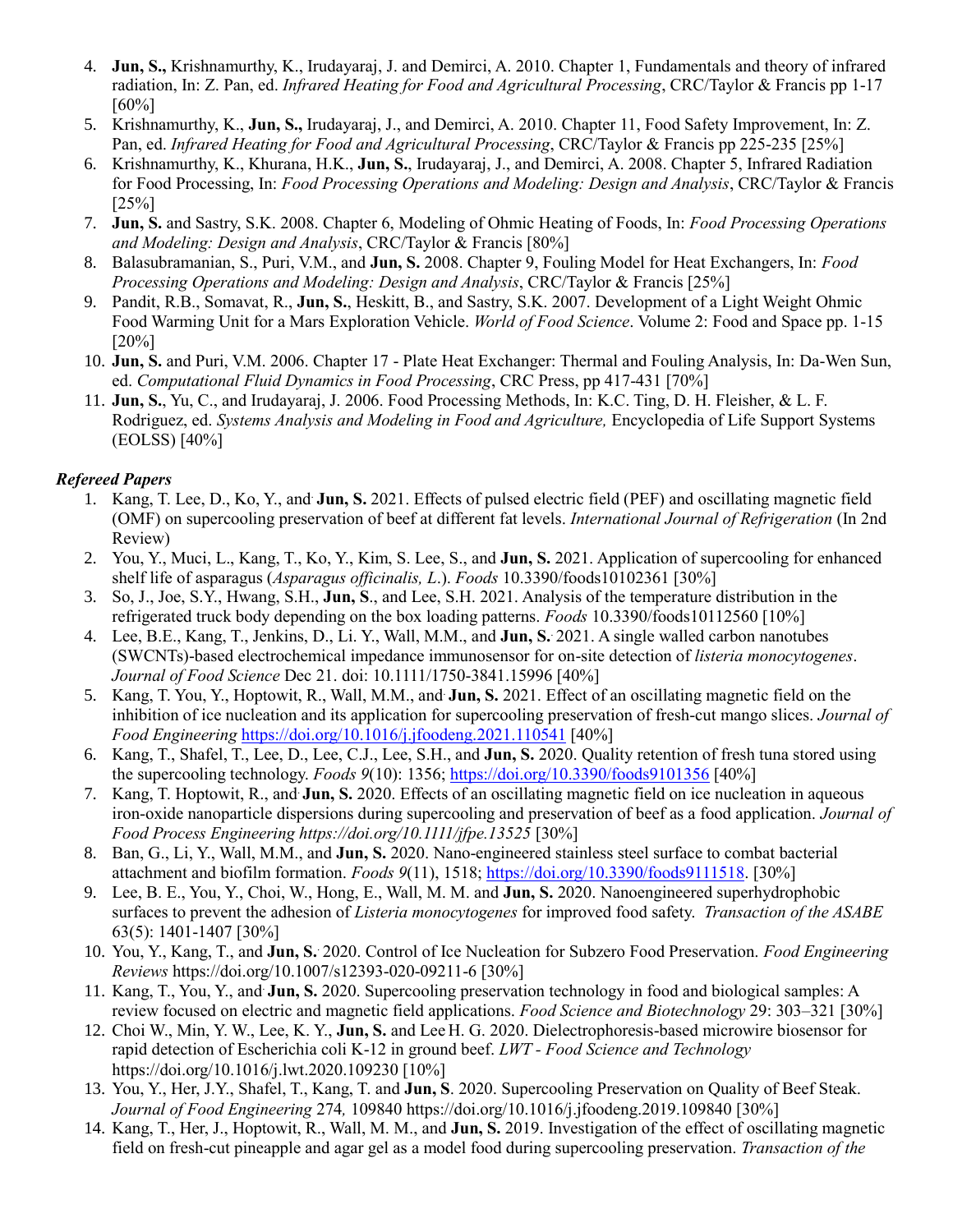4. **Jun, S.,** Krishnamurthy, K., Irudayaraj, J. and Demirci, A. 2010. Chapter 1, Fundamentals and theory of infrared radiation, In: Z. Pan, ed. *Infrared Heating for Food and Agricultural Processing*, CRC/Taylor & Francis pp 1-17 [60%]
5. Krishnamurthy, K., **Jun, S.,** Irudayaraj, J., and Demirci, A. 2010. Chapter 11, Food Safety Improvement, In: Z. Pan, ed. *Infrared Heating for Food and Agricultural Processing*, CRC/Taylor & Francis pp 225-235 [25%]
6. Krishnamurthy, K., Khurana, H.K., **Jun, S.**, Irudayaraj, J., and Demirci, A. 2008. Chapter 5, Infrared Radiation for Food Processing, In: *Food Processing Operations and Modeling: Design and Analysis*, CRC/Taylor & Francis [25%]
7. **Jun, S.** and Sastry, S.K. 2008. Chapter 6, Modeling of Ohmic Heating of Foods, In: *Food Processing Operations and Modeling: Design and Analysis*, CRC/Taylor & Francis [80%]
8. Balasubramanian, S., Puri, V.M., and **Jun, S.** 2008. Chapter 9, Fouling Model for Heat Exchangers, In: *Food Processing Operations and Modeling: Design and Analysis*, CRC/Taylor & Francis [25%]
9. Pandit, R.B., Somavat, R., **Jun, S.**, Heskitt, B., and Sastry, S.K. 2007. Development of a Light Weight Ohmic Food Warming Unit for a Mars Exploration Vehicle. *World of Food Science*. Volume 2: Food and Space pp. 1-15 [20%]
10. **Jun, S.** and Puri, V.M. 2006. Chapter 17 - Plate Heat Exchanger: Thermal and Fouling Analysis, In: Da-Wen Sun, ed. *Computational Fluid Dynamics in Food Processing*, CRC Press, pp 417-431 [70%]
11. **Jun, S.**, Yu, C., and Irudayaraj, J. 2006. Food Processing Methods, In: K.C. Ting, D. H. Fleisher, & L. F. Rodriguez, ed. *Systems Analysis and Modeling in Food and Agriculture,* Encyclopedia of Life Support Systems (EOLSS) [40%]

***Refereed Papers***

1. Kang, T. Lee, D., Ko, Y., and **Jun, S.** 2021. Effects of pulsed electric field (PEF) and oscillating magnetic field (OMF) on supercooling preservation of beef at different fat levels. *International Journal of Refrigeration* (In 2nd Review)
2. You, Y., Muci, L., Kang, T., Ko, Y., Kim, S. Lee, S., and **Jun, S.** 2021. Application of supercooling for enhanced shelf life of asparagus (*Asparagus officinalis, L*.). *Foods* 10.3390/foods10102361 [30%]
3. So, J., Joe, S.Y., Hwang, S.H., **Jun, S**., and Lee, S.H. 2021. Analysis of the temperature distribution in the refrigerated truck body depending on the box loading patterns. *Foods* 10.3390/foods10112560 [10%]
4. Lee, B.E., Kang, T., Jenkins, D., Li. Y., Wall, M.M., and **Jun, S.** 2021. A single walled carbon nanotubes (SWCNTs)-based electrochemical impedance immunosensor for on-site detection of *listeria monocytogenes*. *Journal of Food Science* Dec 21. doi: 10.1111/1750-3841.15996 [40%]
5. Kang, T. You, Y., Hoptowit, R., Wall, M.M., and **Jun, S.** 2021. Effect of an oscillating magnetic field on the inhibition of ice nucleation and its application for supercooling preservation of fresh-cut mango slices. *Journal of Food Engineering* https://doi.org/10.1016/j.jfoodeng.2021.110541 [40%]
6. Kang, T., Shafel, T., Lee, D., Lee, C.J., Lee, S.H., and **Jun, S.** 2020. Quality retention of fresh tuna stored using the supercooling technology. *Foods 9*(10): 1356; https://doi.org/10.3390/foods9101356 [40%]
7. Kang, T. Hoptowit, R., and **Jun, S.** 2020. Effects of an oscillating magnetic field on ice nucleation in aqueous iron-oxide nanoparticle dispersions during supercooling and preservation of beef as a food application. *Journal of Food Process Engineering https://doi.org/10.1111/jfpe.13525* [30%]
8. Ban, G., Li, Y., Wall, M.M., and **Jun, S.** 2020. Nano-engineered stainless steel surface to combat bacterial attachment and biofilm formation. *Foods 9*(11), 1518; https://doi.org/10.3390/foods9111518. [30%]
9. Lee, B. E., You, Y., Choi, W., Hong, E., Wall, M. M. and **Jun, S.** 2020. Nanoengineered superhydrophobic surfaces to prevent the adhesion of *Listeria monocytogenes* for improved food safety. *Transaction of the ASABE* 63(5): 1401-1407 [30%]
10. You, Y., Kang, T., and **Jun, S.** 2020. Control of Ice Nucleation for Subzero Food Preservation. *Food Engineering Reviews* https://doi.org/10.1007/s12393-020-09211-6 [30%]
11. Kang, T., You, Y., and **Jun, S.** 2020. Supercooling preservation technology in food and biological samples: A review focused on electric and magnetic field applications. *Food Science and Biotechnology* 29: 303–321 [30%]
12. Choi W., Min, Y. W., Lee, K. Y., **Jun, S.** and Lee H. G. 2020. Dielectrophoresis-based microwire biosensor for rapid detection of Escherichia coli K-12 in ground beef. *LWT - Food Science and Technology* https://doi.org/10.1016/j.lwt.2020.109230 [10%]
13. You, Y., Her, J.Y., Shafel, T., Kang, T. and **Jun, S**. 2020. Supercooling Preservation on Quality of Beef Steak. *Journal of Food Engineering* 274*,* 109840 https://doi.org/10.1016/j.jfoodeng.2019.109840 [30%]
14. Kang, T., Her, J., Hoptowit, R., Wall, M. M., and **Jun, S.** 2019. Investigation of the effect of oscillating magnetic field on fresh-cut pineapple and agar gel as a model food during supercooling preservation. *Transaction of the*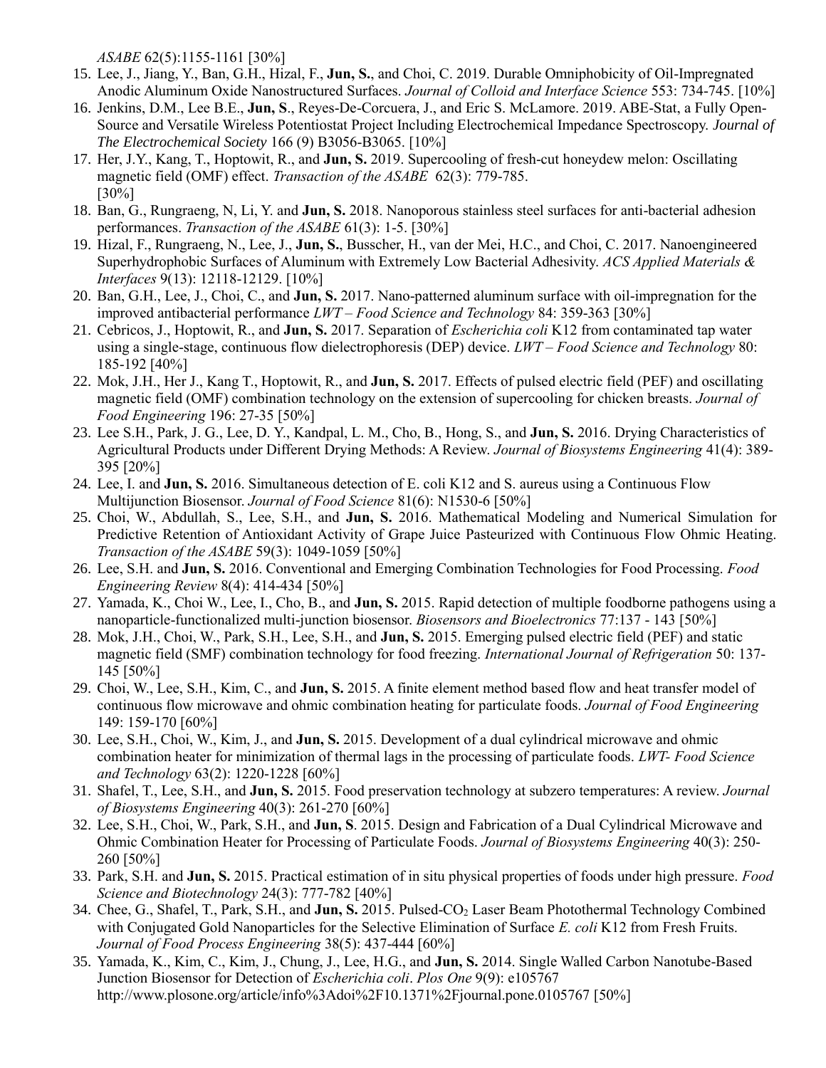*ASABE* 62(5):1155-1161 [30%]

15. Lee, J., Jiang, Y., Ban, G.H., Hizal, F., **Jun, S.**, and Choi, C. 2019. Durable Omniphobicity of Oil-Impregnated Anodic Aluminum Oxide Nanostructured Surfaces. *Journal of Colloid and Interface Science* 553: 734-745. [10%]
16. Jenkins, D.M., Lee B.E., **Jun, S**., Reyes-De-Corcuera, J., and Eric S. McLamore. 2019. ABE-Stat, a Fully Open-Source and Versatile Wireless Potentiostat Project Including Electrochemical Impedance Spectroscopy. *Journal of The Electrochemical Society* 166 (9) B3056-B3065. [10%]
17. Her, J.Y., Kang, T., Hoptowit, R., and **Jun, S.** 2019. Supercooling of fresh-cut honeydew melon: Oscillating magnetic field (OMF) effect. *Transaction of the ASABE* 62(3): 779-785. [30%]
18. Ban, G., Rungraeng, N, Li, Y. and **Jun, S.** 2018. Nanoporous stainless steel surfaces for anti-bacterial adhesion performances. *Transaction of the ASABE* 61(3): 1-5. [30%]
19. Hizal, F., Rungraeng, N., Lee, J., **Jun, S.**, Busscher, H., van der Mei, H.C., and Choi, C. 2017. Nanoengineered Superhydrophobic Surfaces of Aluminum with Extremely Low Bacterial Adhesivity. *ACS Applied Materials & Interfaces* 9(13): 12118-12129. [10%]
20. Ban, G.H., Lee, J., Choi, C., and **Jun, S.** 2017. Nano-patterned aluminum surface with oil-impregnation for the improved antibacterial performance *LWT – Food Science and Technology* 84: 359-363 [30%]
21. Cebricos, J., Hoptowit, R., and **Jun, S.** 2017. Separation of *Escherichia coli* K12 from contaminated tap water using a single-stage, continuous flow dielectrophoresis (DEP) device. *LWT – Food Science and Technology* 80: 185-192 [40%]
22. Mok, J.H., Her J., Kang T., Hoptowit, R., and **Jun, S.** 2017. Effects of pulsed electric field (PEF) and oscillating magnetic field (OMF) combination technology on the extension of supercooling for chicken breasts. *Journal of Food Engineering* 196: 27-35 [50%]
23. Lee S.H., Park, J. G., Lee, D. Y., Kandpal, L. M., Cho, B., Hong, S., and **Jun, S.** 2016. Drying Characteristics of Agricultural Products under Different Drying Methods: A Review. *Journal of Biosystems Engineering* 41(4): 389-395 [20%]
24. Lee, I. and **Jun, S.** 2016. Simultaneous detection of E. coli K12 and S. aureus using a Continuous Flow Multijunction Biosensor. *Journal of Food Science* 81(6): N1530-6 [50%]
25. Choi, W., Abdullah, S., Lee, S.H., and **Jun, S.** 2016. Mathematical Modeling and Numerical Simulation for Predictive Retention of Antioxidant Activity of Grape Juice Pasteurized with Continuous Flow Ohmic Heating. *Transaction of the ASABE* 59(3): 1049-1059 [50%]
26. Lee, S.H. and **Jun, S.** 2016. Conventional and Emerging Combination Technologies for Food Processing. *Food Engineering Review* 8(4): 414-434 [50%]
27. Yamada, K., Choi W., Lee, I., Cho, B., and **Jun, S.** 2015. Rapid detection of multiple foodborne pathogens using a nanoparticle-functionalized multi-junction biosensor. *Biosensors and Bioelectronics* 77:137 - 143 [50%]
28. Mok, J.H., Choi, W., Park, S.H., Lee, S.H., and **Jun, S.** 2015. Emerging pulsed electric field (PEF) and static magnetic field (SMF) combination technology for food freezing. *International Journal of Refrigeration* 50: 137-145 [50%]
29. Choi, W., Lee, S.H., Kim, C., and **Jun, S.** 2015. A finite element method based flow and heat transfer model of continuous flow microwave and ohmic combination heating for particulate foods. *Journal of Food Engineering* 149: 159-170 [60%]
30. Lee, S.H., Choi, W., Kim, J., and **Jun, S.** 2015. Development of a dual cylindrical microwave and ohmic combination heater for minimization of thermal lags in the processing of particulate foods. *LWT- Food Science and Technology* 63(2): 1220-1228 [60%]
31. Shafel, T., Lee, S.H., and **Jun, S.** 2015. Food preservation technology at subzero temperatures: A review. *Journal of Biosystems Engineering* 40(3): 261-270 [60%]
32. Lee, S.H., Choi, W., Park, S.H., and **Jun, S**. 2015. Design and Fabrication of a Dual Cylindrical Microwave and Ohmic Combination Heater for Processing of Particulate Foods. *Journal of Biosystems Engineering* 40(3): 250-260 [50%]
33. Park, S.H. and **Jun, S.** 2015. Practical estimation of in situ physical properties of foods under high pressure. *Food Science and Biotechnology* 24(3): 777-782 [40%]
34. Chee, G., Shafel, T., Park, S.H., and **Jun, S.** 2015. Pulsed-$CO_2$ Laser Beam Photothermal Technology Combined with Conjugated Gold Nanoparticles for the Selective Elimination of Surface *E. coli* K12 from Fresh Fruits. *Journal of Food Process Engineering* 38(5): 437-444 [60%]
35. Yamada, K., Kim, C., Kim, J., Chung, J., Lee, H.G., and **Jun, S.** 2014. Single Walled Carbon Nanotube-Based Junction Biosensor for Detection of *Escherichia coli*. *Plos One* 9(9): e105767 http://www.plosone.org/article/info%3Adoi%2F10.1371%2Fjournal.pone.0105767 [50%]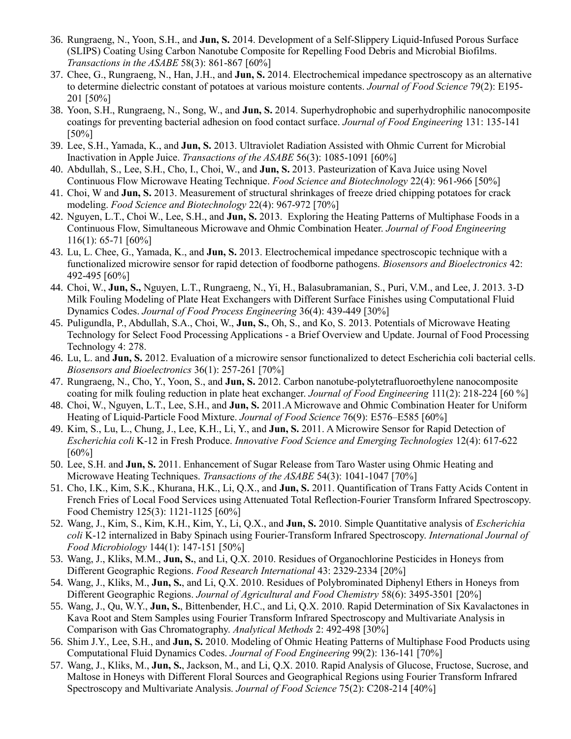36. Rungraeng, N., Yoon, S.H., and **Jun, S.** 2014. Development of a Self-Slippery Liquid-Infused Porous Surface (SLIPS) Coating Using Carbon Nanotube Composite for Repelling Food Debris and Microbial Biofilms. *Transactions in the ASABE* 58(3): 861-867 [60%]
37. Chee, G., Rungraeng, N., Han, J.H., and **Jun, S.** 2014. Electrochemical impedance spectroscopy as an alternative to determine dielectric constant of potatoes at various moisture contents. *Journal of Food Science* 79(2): E195-201 [50%]
38. Yoon, S.H., Rungraeng, N., Song, W., and **Jun, S.** 2014. Superhydrophobic and superhydrophilic nanocomposite coatings for preventing bacterial adhesion on food contact surface. *Journal of Food Engineering* 131: 135-141 [50%]
39. Lee, S.H., Yamada, K., and **Jun, S.** 2013. Ultraviolet Radiation Assisted with Ohmic Current for Microbial Inactivation in Apple Juice. *Transactions of the ASABE* 56(3): 1085-1091 [60%]
40. Abdullah, S., Lee, S.H., Cho, I., Choi, W., and **Jun, S.** 2013. Pasteurization of Kava Juice using Novel Continuous Flow Microwave Heating Technique. *Food Science and Biotechnology* 22(4): 961-966 [50%]
41. Choi, W and **Jun, S.** 2013. Measurement of structural shrinkages of freeze dried chipping potatoes for crack modeling. *Food Science and Biotechnology* 22(4): 967-972 [70%]
42. Nguyen, L.T., Choi W., Lee, S.H., and **Jun, S.** 2013. Exploring the Heating Patterns of Multiphase Foods in a Continuous Flow, Simultaneous Microwave and Ohmic Combination Heater. *Journal of Food Engineering* 116(1): 65-71 [60%]
43. Lu, L. Chee, G., Yamada, K., and **Jun, S.** 2013. Electrochemical impedance spectroscopic technique with a functionalized microwire sensor for rapid detection of foodborne pathogens. *Biosensors and Bioelectronics* 42: 492-495 [60%]
44. Choi, W., **Jun, S.,** Nguyen, L.T., Rungraeng, N., Yi, H., Balasubramanian, S., Puri, V.M., and Lee, J. 2013. 3-D Milk Fouling Modeling of Plate Heat Exchangers with Different Surface Finishes using Computational Fluid Dynamics Codes. *Journal of Food Process Engineering* 36(4): 439-449 [30%]
45. Puligundla, P., Abdullah, S.A., Choi, W., **Jun, S.**, Oh, S., and Ko, S. 2013. Potentials of Microwave Heating Technology for Select Food Processing Applications - a Brief Overview and Update. Journal of Food Processing Technology 4: 278.
46. Lu, L. and **Jun, S.** 2012. Evaluation of a microwire sensor functionalized to detect Escherichia coli bacterial cells. *Biosensors and Bioelectronics* 36(1): 257-261 [70%]
47. Rungraeng, N., Cho, Y., Yoon, S., and **Jun, S.** 2012. Carbon nanotube-polytetrafluoroethylene nanocomposite coating for milk fouling reduction in plate heat exchanger. *Journal of Food Engineering* 111(2): 218-224 [60 %]
48. Choi, W., Nguyen, L.T., Lee, S.H., and **Jun, S.** 2011.A Microwave and Ohmic Combination Heater for Uniform Heating of Liquid-Particle Food Mixture. *Journal of Food Science* 76(9): E576–E585 [60%]
49. Kim, S., Lu, L., Chung, J., Lee, K.H., Li, Y., and **Jun, S.** 2011. A Microwire Sensor for Rapid Detection of *Escherichia coli* K-12 in Fresh Produce. *Innovative Food Science and Emerging Technologies* 12(4): 617-622 [60%]
50. Lee, S.H. and **Jun, S.** 2011. Enhancement of Sugar Release from Taro Waster using Ohmic Heating and Microwave Heating Techniques. *Transactions of the ASABE* 54(3): 1041-1047 [70%]
51. Cho, I.K., Kim, S.K., Khurana, H.K., Li, Q.X., and **Jun, S.** 2011. Quantification of Trans Fatty Acids Content in French Fries of Local Food Services using Attenuated Total Reflection-Fourier Transform Infrared Spectroscopy. Food Chemistry 125(3): 1121-1125 [60%]
52. Wang, J., Kim, S., Kim, K.H., Kim, Y., Li, Q.X., and **Jun, S.** 2010. Simple Quantitative analysis of *Escherichia coli* K-12 internalized in Baby Spinach using Fourier-Transform Infrared Spectroscopy. *International Journal of Food Microbiology* 144(1): 147-151 [50%]
53. Wang, J., Kliks, M.M., **Jun, S.**, and Li, Q.X. 2010. Residues of Organochlorine Pesticides in Honeys from Different Geographic Regions. *Food Research International* 43: 2329-2334 [20%]
54. Wang, J., Kliks, M., **Jun, S.**, and Li, Q.X. 2010. Residues of Polybrominated Diphenyl Ethers in Honeys from Different Geographic Regions. *Journal of Agricultural and Food Chemistry* 58(6): 3495-3501 [20%]
55. Wang, J., Qu, W.Y., **Jun, S.**, Bittenbender, H.C., and Li, Q.X. 2010. Rapid Determination of Six Kavalactones in Kava Root and Stem Samples using Fourier Transform Infrared Spectroscopy and Multivariate Analysis in Comparison with Gas Chromatography. *Analytical Methods* 2: 492-498 [30%]
56. Shim J.Y., Lee, S.H., and **Jun, S.** 2010. Modeling of Ohmic Heating Patterns of Multiphase Food Products using Computational Fluid Dynamics Codes. *Journal of Food Engineering* 99(2): 136-141 [70%]
57. Wang, J., Kliks, M., **Jun, S.**, Jackson, M., and Li, Q.X. 2010. Rapid Analysis of Glucose, Fructose, Sucrose, and Maltose in Honeys with Different Floral Sources and Geographical Regions using Fourier Transform Infrared Spectroscopy and Multivariate Analysis. *Journal of Food Science* 75(2): C208-214 [40%]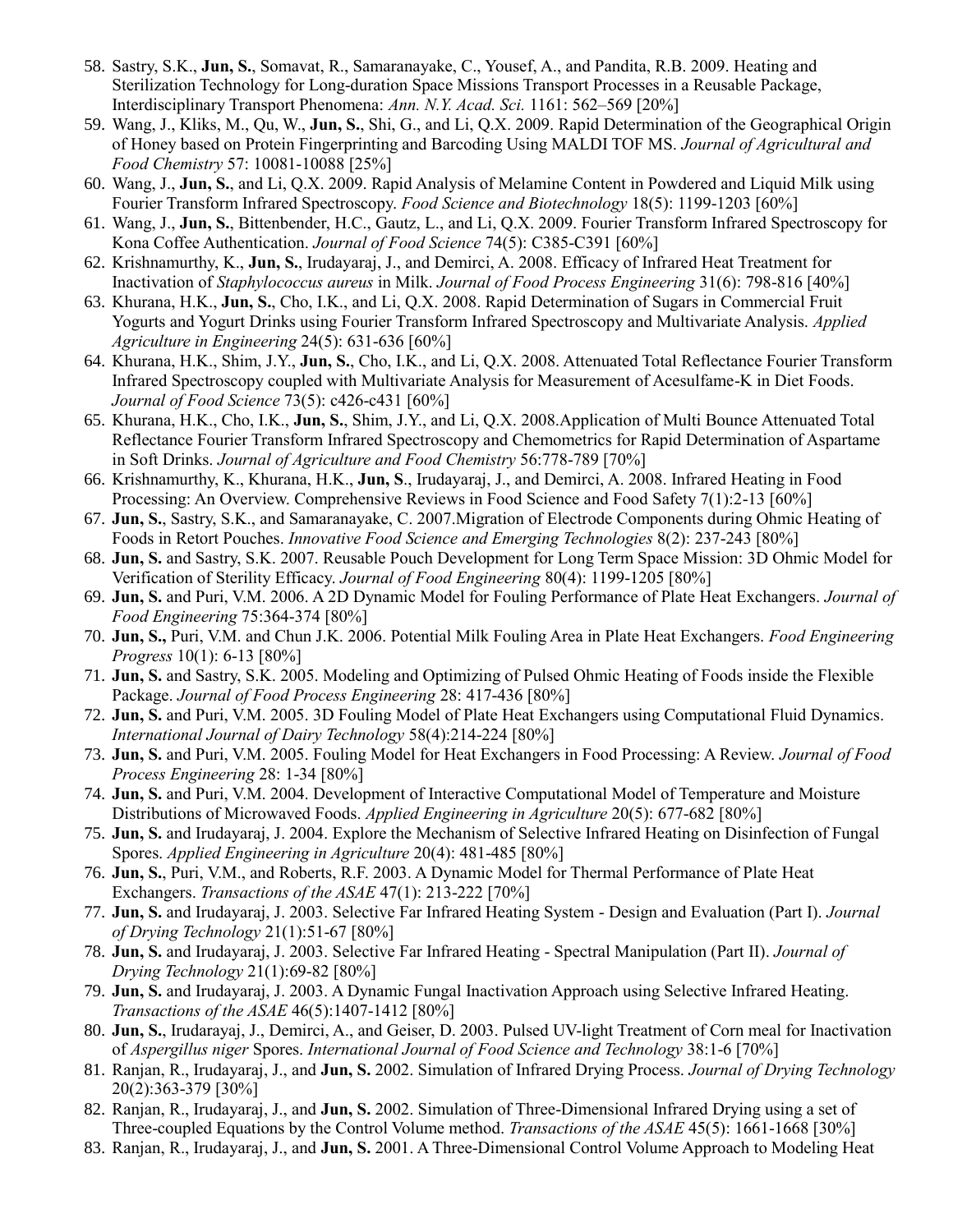58. Sastry, S.K., **Jun, S.**, Somavat, R., Samaranayake, C., Yousef, A., and Pandita, R.B. 2009. Heating and Sterilization Technology for Long-duration Space Missions Transport Processes in a Reusable Package, Interdisciplinary Transport Phenomena: *Ann. N.Y. Acad. Sci.* 1161: 562–569 [20%]
59. Wang, J., Kliks, M., Qu, W., **Jun, S.**, Shi, G., and Li, Q.X. 2009. Rapid Determination of the Geographical Origin of Honey based on Protein Fingerprinting and Barcoding Using MALDI TOF MS. *Journal of Agricultural and Food Chemistry* 57: 10081-10088 [25%]
60. Wang, J., **Jun, S.**, and Li, Q.X. 2009. Rapid Analysis of Melamine Content in Powdered and Liquid Milk using Fourier Transform Infrared Spectroscopy. *Food Science and Biotechnology* 18(5): 1199-1203 [60%]
61. Wang, J., **Jun, S.**, Bittenbender, H.C., Gautz, L., and Li, Q.X. 2009. Fourier Transform Infrared Spectroscopy for Kona Coffee Authentication. *Journal of Food Science* 74(5): C385-C391 [60%]
62. Krishnamurthy, K., **Jun, S.**, Irudayaraj, J., and Demirci, A. 2008. Efficacy of Infrared Heat Treatment for Inactivation of *Staphylococcus aureus* in Milk. *Journal of Food Process Engineering* 31(6): 798-816 [40%]
63. Khurana, H.K., **Jun, S.**, Cho, I.K., and Li, Q.X. 2008. Rapid Determination of Sugars in Commercial Fruit Yogurts and Yogurt Drinks using Fourier Transform Infrared Spectroscopy and Multivariate Analysis. *Applied Agriculture in Engineering* 24(5): 631-636 [60%]
64. Khurana, H.K., Shim, J.Y., **Jun, S.**, Cho, I.K., and Li, Q.X. 2008. Attenuated Total Reflectance Fourier Transform Infrared Spectroscopy coupled with Multivariate Analysis for Measurement of Acesulfame-K in Diet Foods. *Journal of Food Science* 73(5): c426-c431 [60%]
65. Khurana, H.K., Cho, I.K., **Jun, S.**, Shim, J.Y., and Li, Q.X. 2008.Application of Multi Bounce Attenuated Total Reflectance Fourier Transform Infrared Spectroscopy and Chemometrics for Rapid Determination of Aspartame in Soft Drinks. *Journal of Agriculture and Food Chemistry* 56:778-789 [70%]
66. Krishnamurthy, K., Khurana, H.K., **Jun, S**., Irudayaraj, J., and Demirci, A. 2008. Infrared Heating in Food Processing: An Overview. Comprehensive Reviews in Food Science and Food Safety 7(1):2-13 [60%]
67. **Jun, S.**, Sastry, S.K., and Samaranayake, C. 2007.Migration of Electrode Components during Ohmic Heating of Foods in Retort Pouches. *Innovative Food Science and Emerging Technologies* 8(2): 237-243 [80%]
68. **Jun, S.** and Sastry, S.K. 2007. Reusable Pouch Development for Long Term Space Mission: 3D Ohmic Model for Verification of Sterility Efficacy. *Journal of Food Engineering* 80(4): 1199-1205 [80%]
69. **Jun, S.** and Puri, V.M. 2006. A 2D Dynamic Model for Fouling Performance of Plate Heat Exchangers. *Journal of Food Engineering* 75:364-374 [80%]
70. **Jun, S.,** Puri, V.M. and Chun J.K. 2006. Potential Milk Fouling Area in Plate Heat Exchangers. *Food Engineering Progress* 10(1): 6-13 [80%]
71. **Jun, S.** and Sastry, S.K. 2005. Modeling and Optimizing of Pulsed Ohmic Heating of Foods inside the Flexible Package. *Journal of Food Process Engineering* 28: 417-436 [80%]
72. **Jun, S.** and Puri, V.M. 2005. 3D Fouling Model of Plate Heat Exchangers using Computational Fluid Dynamics. *International Journal of Dairy Technology* 58(4):214-224 [80%]
73. **Jun, S.** and Puri, V.M. 2005. Fouling Model for Heat Exchangers in Food Processing: A Review. *Journal of Food Process Engineering* 28: 1-34 [80%]
74. **Jun, S.** and Puri, V.M. 2004. Development of Interactive Computational Model of Temperature and Moisture Distributions of Microwaved Foods. *Applied Engineering in Agriculture* 20(5): 677-682 [80%]
75. **Jun, S.** and Irudayaraj, J. 2004. Explore the Mechanism of Selective Infrared Heating on Disinfection of Fungal Spores. *Applied Engineering in Agriculture* 20(4): 481-485 [80%]
76. **Jun, S.**, Puri, V.M., and Roberts, R.F. 2003. A Dynamic Model for Thermal Performance of Plate Heat Exchangers. *Transactions of the ASAE* 47(1): 213-222 [70%]
77. **Jun, S.** and Irudayaraj, J. 2003. Selective Far Infrared Heating System - Design and Evaluation (Part I). *Journal of Drying Technology* 21(1):51-67 [80%]
78. **Jun, S.** and Irudayaraj, J. 2003. Selective Far Infrared Heating - Spectral Manipulation (Part II). *Journal of Drying Technology* 21(1):69-82 [80%]
79. **Jun, S.** and Irudayaraj, J. 2003. A Dynamic Fungal Inactivation Approach using Selective Infrared Heating. *Transactions of the ASAE* 46(5):1407-1412 [80%]
80. **Jun, S.**, Irudarayaj, J., Demirci, A., and Geiser, D. 2003. Pulsed UV-light Treatment of Corn meal for Inactivation of *Aspergillus niger* Spores. *International Journal of Food Science and Technology* 38:1-6 [70%]
81. Ranjan, R., Irudayaraj, J., and **Jun, S.** 2002. Simulation of Infrared Drying Process. *Journal of Drying Technology* 20(2):363-379 [30%]
82. Ranjan, R., Irudayaraj, J., and **Jun, S.** 2002. Simulation of Three-Dimensional Infrared Drying using a set of Three-coupled Equations by the Control Volume method. *Transactions of the ASAE* 45(5): 1661-1668 [30%]
83. Ranjan, R., Irudayaraj, J., and **Jun, S.** 2001. A Three-Dimensional Control Volume Approach to Modeling Heat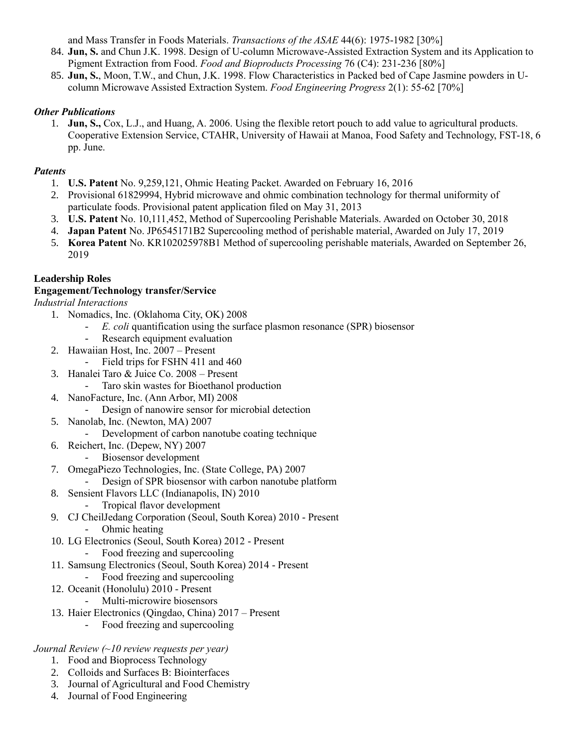and Mass Transfer in Foods Materials. *Transactions of the ASAE* 44(6): 1975-1982 [30%]

84. **Jun, S.** and Chun J.K. 1998. Design of U-column Microwave-Assisted Extraction System and its Application to Pigment Extraction from Food. *Food and Bioproducts Processing* 76 (C4): 231-236 [80%]
85. **Jun, S.**, Moon, T.W., and Chun, J.K. 1998. Flow Characteristics in Packed bed of Cape Jasmine powders in U-column Microwave Assisted Extraction System. *Food Engineering Progress* 2(1): 55-62 [70%]

### *Other Publications*

1. **Jun, S.,** Cox, L.J., and Huang, A. 2006. Using the flexible retort pouch to add value to agricultural products. Cooperative Extension Service, CTAHR, University of Hawaii at Manoa, Food Safety and Technology, FST-18, 6 pp. June.

### *Patents*

1. **U.S. Patent** No. 9,259,121, Ohmic Heating Packet. Awarded on February 16, 2016
2. Provisional 61829994, Hybrid microwave and ohmic combination technology for thermal uniformity of particulate foods. Provisional patent application filed on May 31, 2013
3. **U.S. Patent** No. 10,111,452, Method of Supercooling Perishable Materials. Awarded on October 30, 2018
4. **Japan Patent** No. JP6545171B2 Supercooling method of perishable material, Awarded on July 17, 2019
5. **Korea Patent** No. KR102025978B1 Method of supercooling perishable materials, Awarded on September 26, 2019

## Leadership Roles

### Engagement/Technology transfer/Service

*Industrial Interactions*

1. Nomadics, Inc. (Oklahoma City, OK) 2008
   - *E. coli* quantification using the surface plasmon resonance (SPR) biosensor
   - Research equipment evaluation
2. Hawaiian Host, Inc. 2007 – Present
   - Field trips for FSHN 411 and 460
3. Hanalei Taro & Juice Co. 2008 – Present
   - Taro skin wastes for Bioethanol production
4. NanoFacture, Inc. (Ann Arbor, MI) 2008
   - Design of nanowire sensor for microbial detection
5. Nanolab, Inc. (Newton, MA) 2007
   - Development of carbon nanotube coating technique
6. Reichert, Inc. (Depew, NY) 2007
   - Biosensor development
7. OmegaPiezo Technologies, Inc. (State College, PA) 2007
   - Design of SPR biosensor with carbon nanotube platform
8. Sensient Flavors LLC (Indianapolis, IN) 2010
   - Tropical flavor development
9. CJ CheilJedang Corporation (Seoul, South Korea) 2010 - Present
   - Ohmic heating
10. LG Electronics (Seoul, South Korea) 2012 - Present
    - Food freezing and supercooling
11. Samsung Electronics (Seoul, South Korea) 2014 - Present
    - Food freezing and supercooling
12. Oceanit (Honolulu) 2010 - Present
    - Multi-microwire biosensors
13. Haier Electronics (Qingdao, China) 2017 – Present
    - Food freezing and supercooling

*Journal Review (~10 review requests per year)*

1. Food and Bioprocess Technology
2. Colloids and Surfaces B: Biointerfaces
3. Journal of Agricultural and Food Chemistry
4. Journal of Food Engineering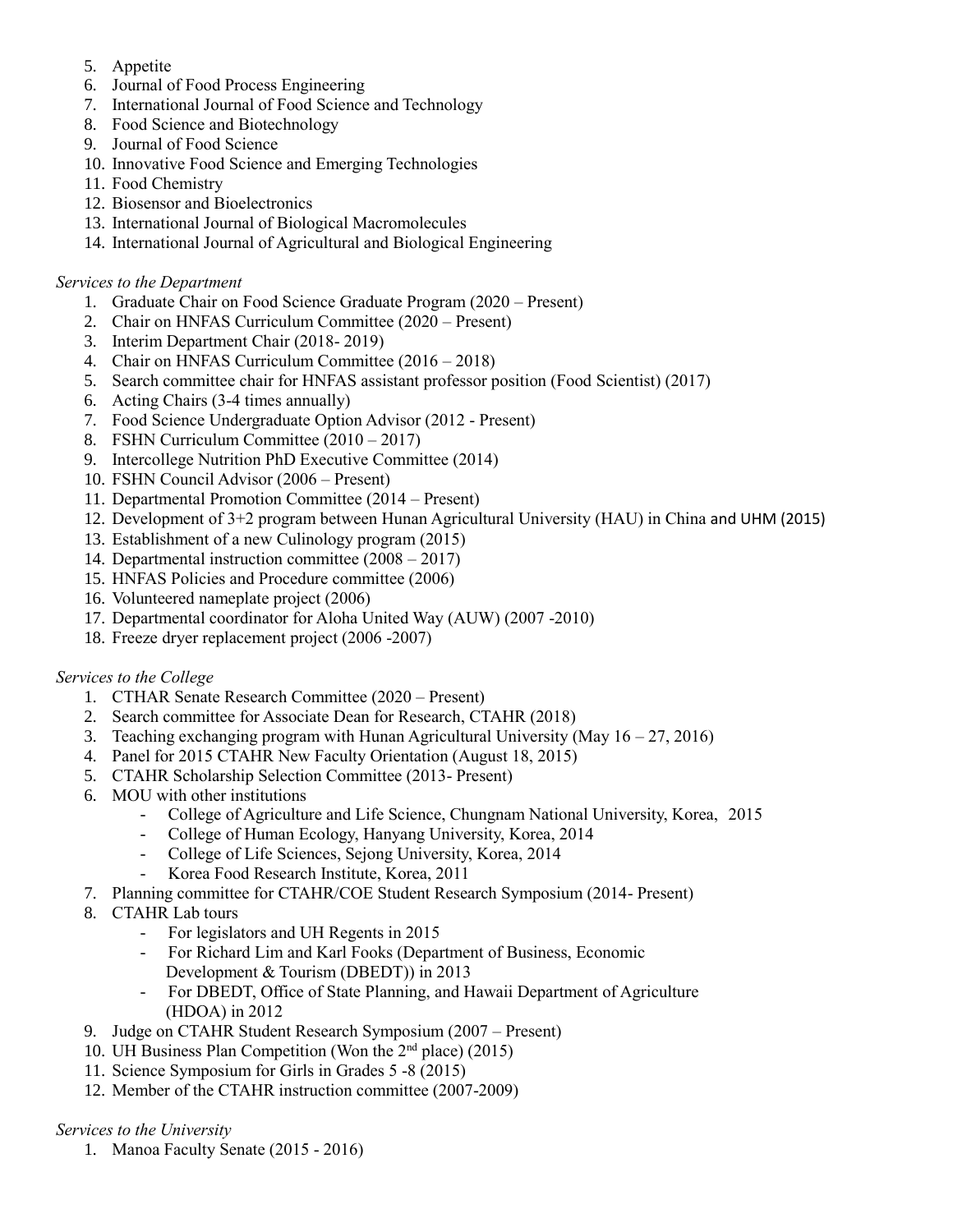5. Appetite
6. Journal of Food Process Engineering
7. International Journal of Food Science and Technology
8. Food Science and Biotechnology
9. Journal of Food Science
10. Innovative Food Science and Emerging Technologies
11. Food Chemistry
12. Biosensor and Bioelectronics
13. International Journal of Biological Macromolecules
14. International Journal of Agricultural and Biological Engineering

*Services to the Department*

1. Graduate Chair on Food Science Graduate Program (2020 – Present)
2. Chair on HNFAS Curriculum Committee (2020 – Present)
3. Interim Department Chair (2018- 2019)
4. Chair on HNFAS Curriculum Committee (2016 – 2018)
5. Search committee chair for HNFAS assistant professor position (Food Scientist) (2017)
6. Acting Chairs (3-4 times annually)
7. Food Science Undergraduate Option Advisor (2012 - Present)
8. FSHN Curriculum Committee (2010 – 2017)
9. Intercollege Nutrition PhD Executive Committee (2014)
10. FSHN Council Advisor (2006 – Present)
11. Departmental Promotion Committee (2014 – Present)
12. Development of 3+2 program between Hunan Agricultural University (HAU) in China and UHM (2015)
13. Establishment of a new Culinology program (2015)
14. Departmental instruction committee (2008 – 2017)
15. HNFAS Policies and Procedure committee (2006)
16. Volunteered nameplate project (2006)
17. Departmental coordinator for Aloha United Way (AUW) (2007 -2010)
18. Freeze dryer replacement project (2006 -2007)

*Services to the College*

1. CTHAR Senate Research Committee (2020 – Present)
2. Search committee for Associate Dean for Research, CTAHR (2018)
3. Teaching exchanging program with Hunan Agricultural University (May 16 – 27, 2016)
4. Panel for 2015 CTAHR New Faculty Orientation (August 18, 2015)
5. CTAHR Scholarship Selection Committee (2013- Present)
6. MOU with other institutions
   - College of Agriculture and Life Science, Chungnam National University, Korea, 2015
   - College of Human Ecology, Hanyang University, Korea, 2014
   - College of Life Sciences, Sejong University, Korea, 2014
   - Korea Food Research Institute, Korea, 2011
7. Planning committee for CTAHR/COE Student Research Symposium (2014- Present)
8. CTAHR Lab tours
   - For legislators and UH Regents in 2015
   - For Richard Lim and Karl Fooks (Department of Business, Economic Development & Tourism (DBEDT)) in 2013
   - For DBEDT, Office of State Planning, and Hawaii Department of Agriculture (HDOA) in 2012
9. Judge on CTAHR Student Research Symposium (2007 – Present)
10. UH Business Plan Competition (Won the 2nd place) (2015)
11. Science Symposium for Girls in Grades 5 -8 (2015)
12. Member of the CTAHR instruction committee (2007-2009)

*Services to the University*

1. Manoa Faculty Senate (2015 - 2016)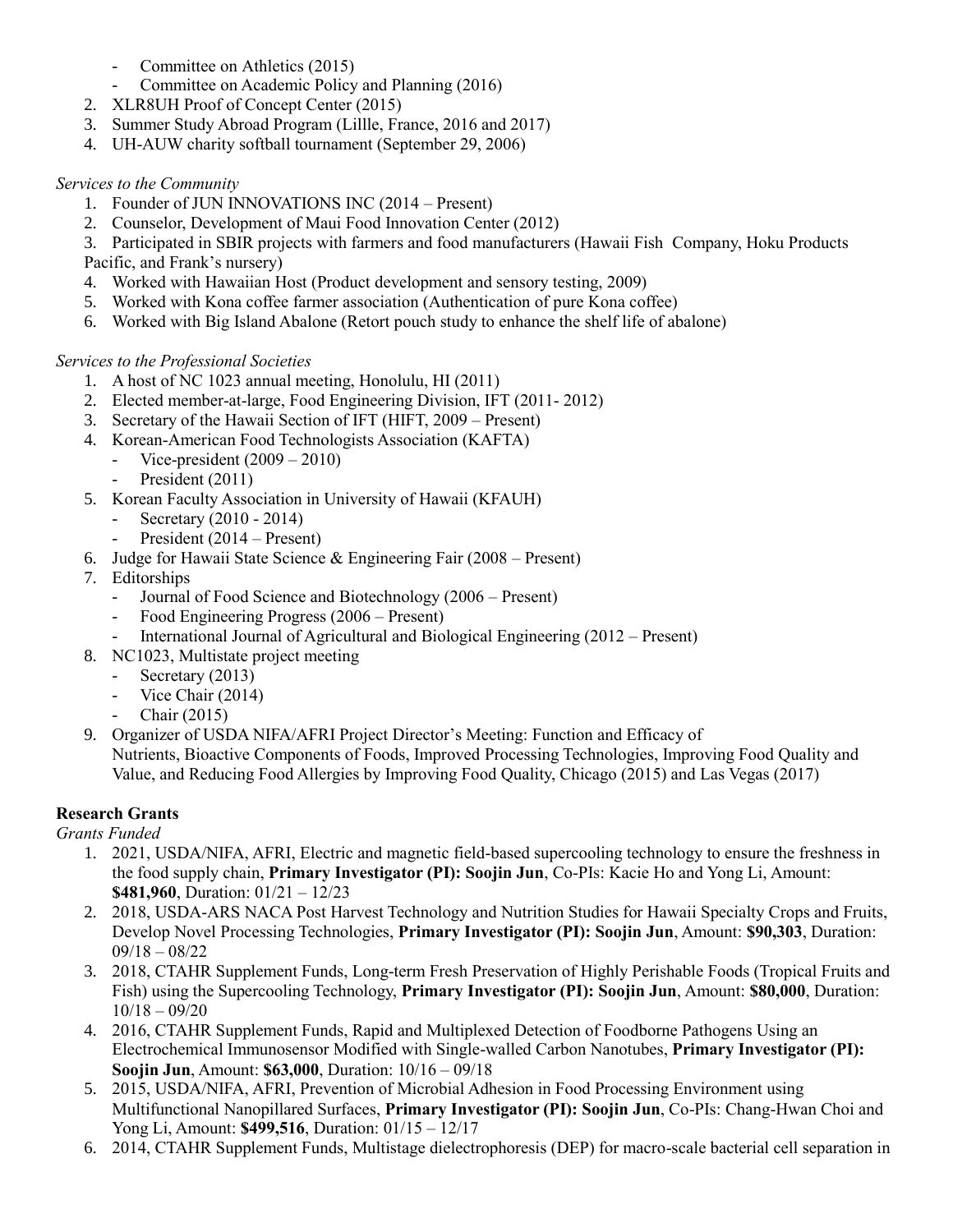- Committee on Athletics (2015)
  - Committee on Academic Policy and Planning (2016)
2. XLR8UH Proof of Concept Center (2015)
3. Summer Study Abroad Program (Lillle, France, 2016 and 2017)
4. UH-AUW charity softball tournament (September 29, 2006)

*Services to the Community*

1. Founder of JUN INNOVATIONS INC (2014 – Present)
2. Counselor, Development of Maui Food Innovation Center (2012)
3. Participated in SBIR projects with farmers and food manufacturers (Hawaii Fish Company, Hoku Products Pacific, and Frank's nursery)
4. Worked with Hawaiian Host (Product development and sensory testing, 2009)
5. Worked with Kona coffee farmer association (Authentication of pure Kona coffee)
6. Worked with Big Island Abalone (Retort pouch study to enhance the shelf life of abalone)

*Services to the Professional Societies*

1. A host of NC 1023 annual meeting, Honolulu, HI (2011)
2. Elected member-at-large, Food Engineering Division, IFT (2011- 2012)
3. Secretary of the Hawaii Section of IFT (HIFT, 2009 – Present)
4. Korean-American Food Technologists Association (KAFTA)
   - Vice-president (2009 – 2010)
   - President (2011)
5. Korean Faculty Association in University of Hawaii (KFAUH)
   - Secretary (2010 - 2014)
   - President (2014 – Present)
6. Judge for Hawaii State Science & Engineering Fair (2008 – Present)
7. Editorships
   - Journal of Food Science and Biotechnology (2006 – Present)
   - Food Engineering Progress (2006 – Present)
   - International Journal of Agricultural and Biological Engineering (2012 – Present)
8. NC1023, Multistate project meeting
   - Secretary (2013)
   - Vice Chair (2014)
   - Chair (2015)
9. Organizer of USDA NIFA/AFRI Project Director's Meeting: Function and Efficacy of Nutrients, Bioactive Components of Foods, Improved Processing Technologies, Improving Food Quality and Value, and Reducing Food Allergies by Improving Food Quality, Chicago (2015) and Las Vegas (2017)

**Research Grants**

*Grants Funded*

1. 2021, USDA/NIFA, AFRI, Electric and magnetic field-based supercooling technology to ensure the freshness in the food supply chain, **Primary Investigator (PI): Soojin Jun**, Co-PIs: Kacie Ho and Yong Li, Amount: **$481,960**, Duration: 01/21 – 12/23
2. 2018, USDA-ARS NACA Post Harvest Technology and Nutrition Studies for Hawaii Specialty Crops and Fruits, Develop Novel Processing Technologies, **Primary Investigator (PI): Soojin Jun**, Amount: **$90,303**, Duration: 09/18 – 08/22
3. 2018, CTAHR Supplement Funds, Long-term Fresh Preservation of Highly Perishable Foods (Tropical Fruits and Fish) using the Supercooling Technology, **Primary Investigator (PI): Soojin Jun**, Amount: **$80,000**, Duration: 10/18 – 09/20
4. 2016, CTAHR Supplement Funds, Rapid and Multiplexed Detection of Foodborne Pathogens Using an Electrochemical Immunosensor Modified with Single-walled Carbon Nanotubes, **Primary Investigator (PI): Soojin Jun**, Amount: **$63,000**, Duration: 10/16 – 09/18
5. 2015, USDA/NIFA, AFRI, Prevention of Microbial Adhesion in Food Processing Environment using Multifunctional Nanopillared Surfaces, **Primary Investigator (PI): Soojin Jun**, Co-PIs: Chang-Hwan Choi and Yong Li, Amount: **$499,516**, Duration: 01/15 – 12/17
6. 2014, CTAHR Supplement Funds, Multistage dielectrophoresis (DEP) for macro-scale bacterial cell separation in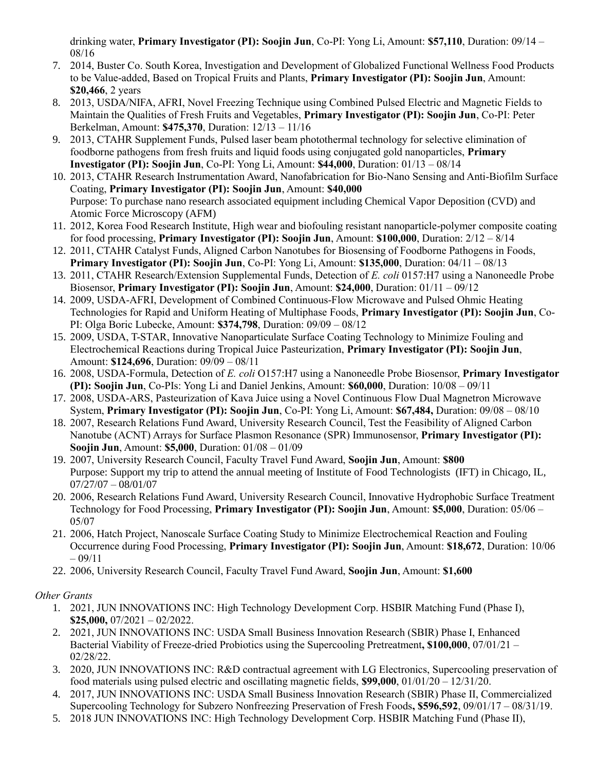drinking water, **Primary Investigator (PI): Soojin Jun**, Co-PI: Yong Li, Amount: **$57,110**, Duration: 09/14 – 08/16

7. 2014, Buster Co. South Korea, Investigation and Development of Globalized Functional Wellness Food Products to be Value-added, Based on Tropical Fruits and Plants, **Primary Investigator (PI): Soojin Jun**, Amount: **$20,466**, 2 years
8. 2013, USDA/NIFA, AFRI, Novel Freezing Technique using Combined Pulsed Electric and Magnetic Fields to Maintain the Qualities of Fresh Fruits and Vegetables, **Primary Investigator (PI): Soojin Jun**, Co-PI: Peter Berkelman, Amount: **$475,370**, Duration: 12/13 – 11/16
9. 2013, CTAHR Supplement Funds, Pulsed laser beam photothermal technology for selective elimination of foodborne pathogens from fresh fruits and liquid foods using conjugated gold nanoparticles, **Primary Investigator (PI): Soojin Jun**, Co-PI: Yong Li, Amount: **$44,000**, Duration: 01/13 – 08/14
10. 2013, CTAHR Research Instrumentation Award, Nanofabrication for Bio-Nano Sensing and Anti-Biofilm Surface Coating, **Primary Investigator (PI): Soojin Jun**, Amount: **$40,000**
    Purpose: To purchase nano research associated equipment including Chemical Vapor Deposition (CVD) and Atomic Force Microscopy (AFM)
11. 2012, Korea Food Research Institute, High wear and biofouling resistant nanoparticle-polymer composite coating for food processing, **Primary Investigator (PI): Soojin Jun**, Amount: **$100,000**, Duration: 2/12 – 8/14
12. 2011, CTAHR Catalyst Funds, Aligned Carbon Nanotubes for Biosensing of Foodborne Pathogens in Foods, **Primary Investigator (PI): Soojin Jun**, Co-PI: Yong Li, Amount: **$135,000**, Duration: 04/11 – 08/13
13. 2011, CTAHR Research/Extension Supplemental Funds, Detection of *E. coli* 0157:H7 using a Nanoneedle Probe Biosensor, **Primary Investigator (PI): Soojin Jun**, Amount: **$24,000**, Duration: 01/11 – 09/12
14. 2009, USDA-AFRI, Development of Combined Continuous-Flow Microwave and Pulsed Ohmic Heating Technologies for Rapid and Uniform Heating of Multiphase Foods, **Primary Investigator (PI): Soojin Jun**, Co-PI: Olga Boric Lubecke, Amount: **$374,798**, Duration: 09/09 – 08/12
15. 2009, USDA, T-STAR, Innovative Nanoparticulate Surface Coating Technology to Minimize Fouling and Electrochemical Reactions during Tropical Juice Pasteurization, **Primary Investigator (PI): Soojin Jun**, Amount: **$124,696**, Duration: 09/09 – 08/11
16. 2008, USDA-Formula, Detection of *E. coli* O157:H7 using a Nanoneedle Probe Biosensor, **Primary Investigator (PI): Soojin Jun**, Co-PIs: Yong Li and Daniel Jenkins, Amount: **$60,000**, Duration: 10/08 – 09/11
17. 2008, USDA-ARS, Pasteurization of Kava Juice using a Novel Continuous Flow Dual Magnetron Microwave System, **Primary Investigator (PI): Soojin Jun**, Co-PI: Yong Li, Amount: **$67,484,** Duration: 09/08 – 08/10
18. 2007, Research Relations Fund Award, University Research Council, Test the Feasibility of Aligned Carbon Nanotube (ACNT) Arrays for Surface Plasmon Resonance (SPR) Immunosensor, **Primary Investigator (PI): Soojin Jun**, Amount: **$5,000**, Duration: 01/08 – 01/09
19. 2007, University Research Council, Faculty Travel Fund Award, **Soojin Jun**, Amount: **$800**
    Purpose: Support my trip to attend the annual meeting of Institute of Food Technologists (IFT) in Chicago, IL, 07/27/07 – 08/01/07
20. 2006, Research Relations Fund Award, University Research Council, Innovative Hydrophobic Surface Treatment Technology for Food Processing, **Primary Investigator (PI): Soojin Jun**, Amount: **$5,000**, Duration: 05/06 – 05/07
21. 2006, Hatch Project, Nanoscale Surface Coating Study to Minimize Electrochemical Reaction and Fouling Occurrence during Food Processing, **Primary Investigator (PI): Soojin Jun**, Amount: **$18,672**, Duration: 10/06 – 09/11
22. 2006, University Research Council, Faculty Travel Fund Award, **Soojin Jun**, Amount: **$1,600**

*Other Grants*

1. 2021, JUN INNOVATIONS INC: High Technology Development Corp. HSBIR Matching Fund (Phase I), **$25,000,** 07/2021 – 02/2022.
2. 2021, JUN INNOVATIONS INC: USDA Small Business Innovation Research (SBIR) Phase I, Enhanced Bacterial Viability of Freeze-dried Probiotics using the Supercooling Pretreatment**, $100,000**, 07/01/21 – 02/28/22.
3. 2020, JUN INNOVATIONS INC: R&D contractual agreement with LG Electronics, Supercooling preservation of food materials using pulsed electric and oscillating magnetic fields, **$99,000**, 01/01/20 – 12/31/20.
4. 2017, JUN INNOVATIONS INC: USDA Small Business Innovation Research (SBIR) Phase II, Commercialized Supercooling Technology for Subzero Nonfreezing Preservation of Fresh Foods**, $596,592**, 09/01/17 – 08/31/19.
5. 2018 JUN INNOVATIONS INC: High Technology Development Corp. HSBIR Matching Fund (Phase II),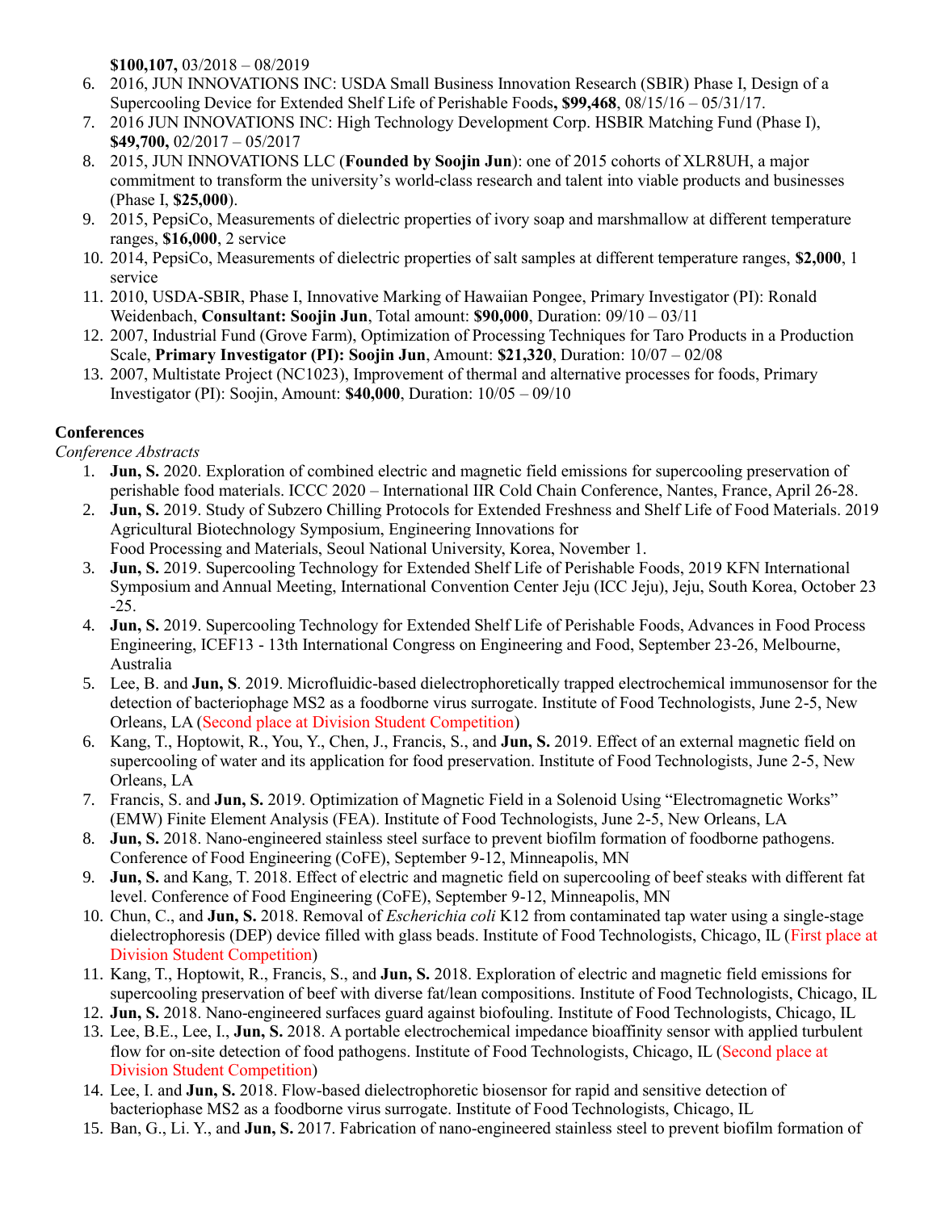**$100,107,** 03/2018 – 08/2019

6. 2016, JUN INNOVATIONS INC: USDA Small Business Innovation Research (SBIR) Phase I, Design of a Supercooling Device for Extended Shelf Life of Perishable Foods**, $99,468**, 08/15/16 – 05/31/17.
7. 2016 JUN INNOVATIONS INC: High Technology Development Corp. HSBIR Matching Fund (Phase I), **$49,700,** 02/2017 – 05/2017
8. 2015, JUN INNOVATIONS LLC (**Founded by Soojin Jun**): one of 2015 cohorts of XLR8UH, a major commitment to transform the university's world-class research and talent into viable products and businesses (Phase I, **$25,000**).
9. 2015, PepsiCo, Measurements of dielectric properties of ivory soap and marshmallow at different temperature ranges, **$16,000**, 2 service
10. 2014, PepsiCo, Measurements of dielectric properties of salt samples at different temperature ranges, **$2,000**, 1 service
11. 2010, USDA-SBIR, Phase I, Innovative Marking of Hawaiian Pongee, Primary Investigator (PI): Ronald Weidenbach, **Consultant: Soojin Jun**, Total amount: **$90,000**, Duration: 09/10 – 03/11
12. 2007, Industrial Fund (Grove Farm), Optimization of Processing Techniques for Taro Products in a Production Scale, **Primary Investigator (PI): Soojin Jun**, Amount: **$21,320**, Duration: 10/07 – 02/08
13. 2007, Multistate Project (NC1023), Improvement of thermal and alternative processes for foods, Primary Investigator (PI): Soojin, Amount: **$40,000**, Duration: 10/05 – 09/10

**Conferences**

*Conference Abstracts*

1. **Jun, S.** 2020. Exploration of combined electric and magnetic field emissions for supercooling preservation of perishable food materials. ICCC 2020 – International IIR Cold Chain Conference, Nantes, France, April 26-28.
2. **Jun, S.** 2019. Study of Subzero Chilling Protocols for Extended Freshness and Shelf Life of Food Materials. 2019 Agricultural Biotechnology Symposium, Engineering Innovations for Food Processing and Materials, Seoul National University, Korea, November 1.
3. **Jun, S.** 2019. Supercooling Technology for Extended Shelf Life of Perishable Foods, 2019 KFN International Symposium and Annual Meeting, International Convention Center Jeju (ICC Jeju), Jeju, South Korea, October 23 -25.
4. **Jun, S.** 2019. Supercooling Technology for Extended Shelf Life of Perishable Foods, Advances in Food Process Engineering, ICEF13 - 13th International Congress on Engineering and Food, September 23-26, Melbourne, Australia
5. Lee, B. and **Jun, S**. 2019. Microfluidic-based dielectrophoretically trapped electrochemical immunosensor for the detection of bacteriophage MS2 as a foodborne virus surrogate. Institute of Food Technologists, June 2-5, New Orleans, LA (Second place at Division Student Competition)
6. Kang, T., Hoptowit, R., You, Y., Chen, J., Francis, S., and **Jun, S.** 2019. Effect of an external magnetic field on supercooling of water and its application for food preservation. Institute of Food Technologists, June 2-5, New Orleans, LA
7. Francis, S. and **Jun, S.** 2019. Optimization of Magnetic Field in a Solenoid Using "Electromagnetic Works" (EMW) Finite Element Analysis (FEA). Institute of Food Technologists, June 2-5, New Orleans, LA
8. **Jun, S.** 2018. Nano-engineered stainless steel surface to prevent biofilm formation of foodborne pathogens. Conference of Food Engineering (CoFE), September 9-12, Minneapolis, MN
9. **Jun, S.** and Kang, T. 2018. Effect of electric and magnetic field on supercooling of beef steaks with different fat level. Conference of Food Engineering (CoFE), September 9-12, Minneapolis, MN
10. Chun, C., and **Jun, S.** 2018. Removal of *Escherichia coli* K12 from contaminated tap water using a single-stage dielectrophoresis (DEP) device filled with glass beads. Institute of Food Technologists, Chicago, IL (First place at Division Student Competition)
11. Kang, T., Hoptowit, R., Francis, S., and **Jun, S.** 2018. Exploration of electric and magnetic field emissions for supercooling preservation of beef with diverse fat/lean compositions. Institute of Food Technologists, Chicago, IL
12. **Jun, S.** 2018. Nano-engineered surfaces guard against biofouling. Institute of Food Technologists, Chicago, IL
13. Lee, B.E., Lee, I., **Jun, S.** 2018. A portable electrochemical impedance bioaffinity sensor with applied turbulent flow for on-site detection of food pathogens. Institute of Food Technologists, Chicago, IL (Second place at Division Student Competition)
14. Lee, I. and **Jun, S.** 2018. Flow-based dielectrophoretic biosensor for rapid and sensitive detection of bacteriophase MS2 as a foodborne virus surrogate. Institute of Food Technologists, Chicago, IL
15. Ban, G., Li. Y., and **Jun, S.** 2017. Fabrication of nano-engineered stainless steel to prevent biofilm formation of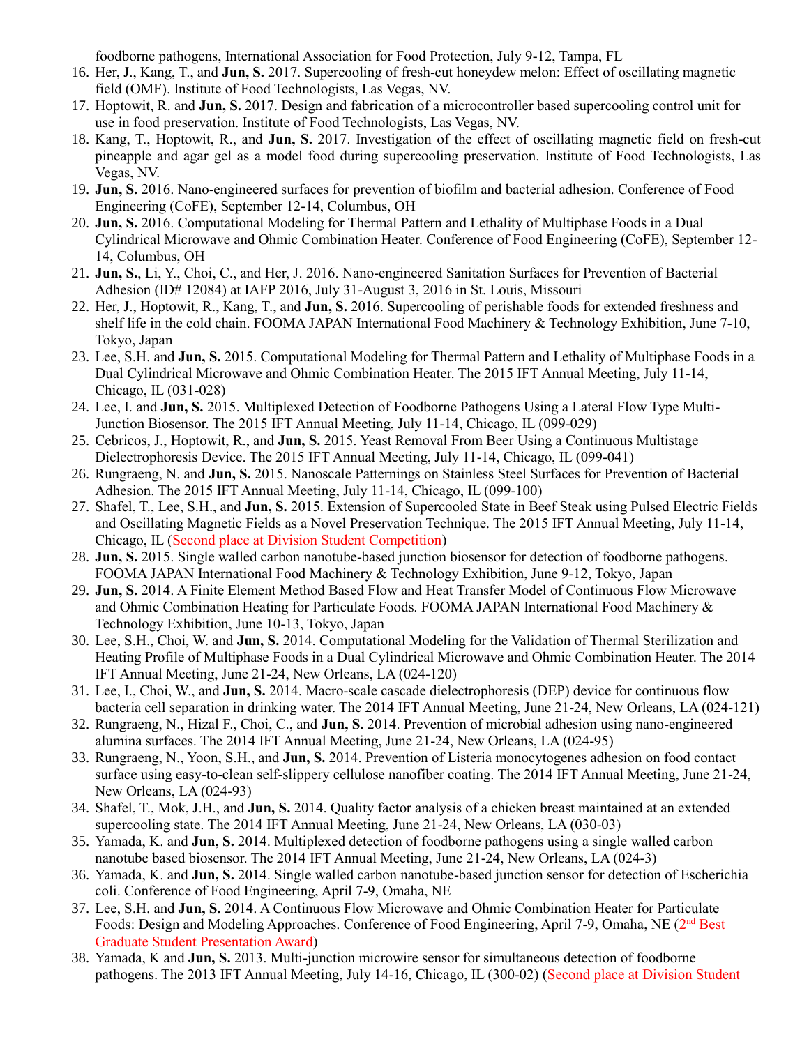foodborne pathogens, International Association for Food Protection, July 9-12, Tampa, FL

16. Her, J., Kang, T., and **Jun, S.** 2017. Supercooling of fresh-cut honeydew melon: Effect of oscillating magnetic field (OMF). Institute of Food Technologists, Las Vegas, NV.
17. Hoptowit, R. and **Jun, S.** 2017. Design and fabrication of a microcontroller based supercooling control unit for use in food preservation. Institute of Food Technologists, Las Vegas, NV.
18. Kang, T., Hoptowit, R., and **Jun, S.** 2017. Investigation of the effect of oscillating magnetic field on fresh-cut pineapple and agar gel as a model food during supercooling preservation. Institute of Food Technologists, Las Vegas, NV.
19. **Jun, S.** 2016. Nano-engineered surfaces for prevention of biofilm and bacterial adhesion. Conference of Food Engineering (CoFE), September 12-14, Columbus, OH
20. **Jun, S.** 2016. Computational Modeling for Thermal Pattern and Lethality of Multiphase Foods in a Dual Cylindrical Microwave and Ohmic Combination Heater. Conference of Food Engineering (CoFE), September 12-14, Columbus, OH
21. **Jun, S.**, Li, Y., Choi, C., and Her, J. 2016. Nano-engineered Sanitation Surfaces for Prevention of Bacterial Adhesion (ID# 12084) at IAFP 2016, July 31-August 3, 2016 in St. Louis, Missouri
22. Her, J., Hoptowit, R., Kang, T., and **Jun, S.** 2016. Supercooling of perishable foods for extended freshness and shelf life in the cold chain. FOOMA JAPAN International Food Machinery & Technology Exhibition, June 7-10, Tokyo, Japan
23. Lee, S.H. and **Jun, S.** 2015. Computational Modeling for Thermal Pattern and Lethality of Multiphase Foods in a Dual Cylindrical Microwave and Ohmic Combination Heater. The 2015 IFT Annual Meeting, July 11-14, Chicago, IL (031-028)
24. Lee, I. and **Jun, S.** 2015. Multiplexed Detection of Foodborne Pathogens Using a Lateral Flow Type Multi-Junction Biosensor. The 2015 IFT Annual Meeting, July 11-14, Chicago, IL (099-029)
25. Cebricos, J., Hoptowit, R., and **Jun, S.** 2015. Yeast Removal From Beer Using a Continuous Multistage Dielectrophoresis Device. The 2015 IFT Annual Meeting, July 11-14, Chicago, IL (099-041)
26. Rungraeng, N. and **Jun, S.** 2015. Nanoscale Patternings on Stainless Steel Surfaces for Prevention of Bacterial Adhesion. The 2015 IFT Annual Meeting, July 11-14, Chicago, IL (099-100)
27. Shafel, T., Lee, S.H., and **Jun, S.** 2015. Extension of Supercooled State in Beef Steak using Pulsed Electric Fields and Oscillating Magnetic Fields as a Novel Preservation Technique. The 2015 IFT Annual Meeting, July 11-14, Chicago, IL (Second place at Division Student Competition)
28. **Jun, S.** 2015. Single walled carbon nanotube-based junction biosensor for detection of foodborne pathogens. FOOMA JAPAN International Food Machinery & Technology Exhibition, June 9-12, Tokyo, Japan
29. **Jun, S.** 2014. A Finite Element Method Based Flow and Heat Transfer Model of Continuous Flow Microwave and Ohmic Combination Heating for Particulate Foods. FOOMA JAPAN International Food Machinery & Technology Exhibition, June 10-13, Tokyo, Japan
30. Lee, S.H., Choi, W. and **Jun, S.** 2014. Computational Modeling for the Validation of Thermal Sterilization and Heating Profile of Multiphase Foods in a Dual Cylindrical Microwave and Ohmic Combination Heater. The 2014 IFT Annual Meeting, June 21-24, New Orleans, LA (024-120)
31. Lee, I., Choi, W., and **Jun, S.** 2014. Macro-scale cascade dielectrophoresis (DEP) device for continuous flow bacteria cell separation in drinking water. The 2014 IFT Annual Meeting, June 21-24, New Orleans, LA (024-121)
32. Rungraeng, N., Hizal F., Choi, C., and **Jun, S.** 2014. Prevention of microbial adhesion using nano-engineered alumina surfaces. The 2014 IFT Annual Meeting, June 21-24, New Orleans, LA (024-95)
33. Rungraeng, N., Yoon, S.H., and **Jun, S.** 2014. Prevention of Listeria monocytogenes adhesion on food contact surface using easy-to-clean self-slippery cellulose nanofiber coating. The 2014 IFT Annual Meeting, June 21-24, New Orleans, LA (024-93)
34. Shafel, T., Mok, J.H., and **Jun, S.** 2014. Quality factor analysis of a chicken breast maintained at an extended supercooling state. The 2014 IFT Annual Meeting, June 21-24, New Orleans, LA (030-03)
35. Yamada, K. and **Jun, S.** 2014. Multiplexed detection of foodborne pathogens using a single walled carbon nanotube based biosensor. The 2014 IFT Annual Meeting, June 21-24, New Orleans, LA (024-3)
36. Yamada, K. and **Jun, S.** 2014. Single walled carbon nanotube-based junction sensor for detection of Escherichia coli. Conference of Food Engineering, April 7-9, Omaha, NE
37. Lee, S.H. and **Jun, S.** 2014. A Continuous Flow Microwave and Ohmic Combination Heater for Particulate Foods: Design and Modeling Approaches. Conference of Food Engineering, April 7-9, Omaha, NE (2nd Best Graduate Student Presentation Award)
38. Yamada, K and **Jun, S.** 2013. Multi-junction microwire sensor for simultaneous detection of foodborne pathogens. The 2013 IFT Annual Meeting, July 14-16, Chicago, IL (300-02) (Second place at Division Student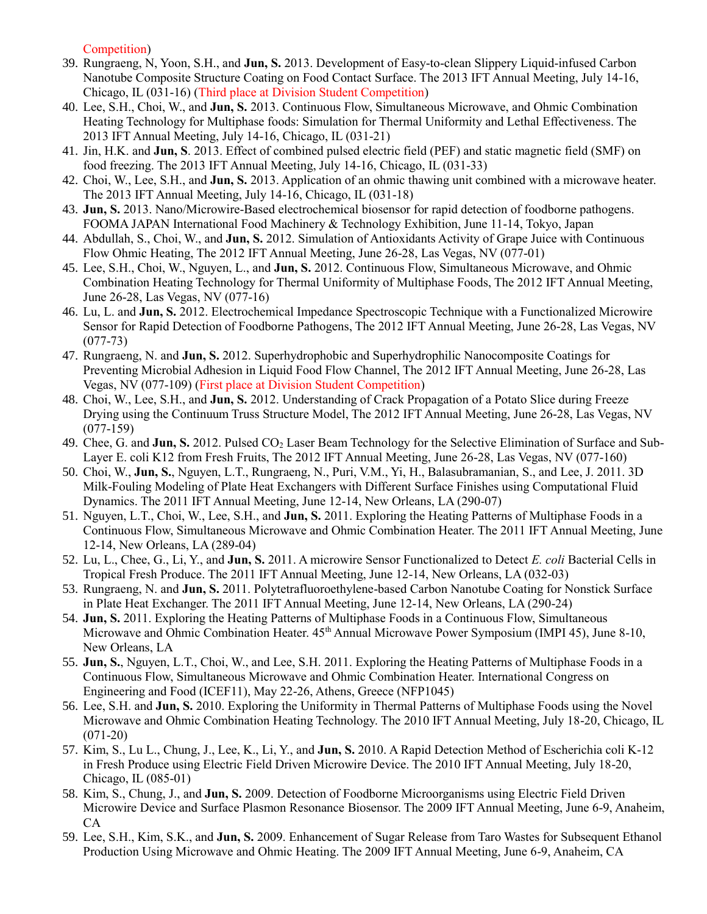Competition)

39. Rungraeng, N, Yoon, S.H., and **Jun, S.** 2013. Development of Easy-to-clean Slippery Liquid-infused Carbon Nanotube Composite Structure Coating on Food Contact Surface. The 2013 IFT Annual Meeting, July 14-16, Chicago, IL (031-16) (Third place at Division Student Competition)
40. Lee, S.H., Choi, W., and **Jun, S.** 2013. Continuous Flow, Simultaneous Microwave, and Ohmic Combination Heating Technology for Multiphase foods: Simulation for Thermal Uniformity and Lethal Effectiveness. The 2013 IFT Annual Meeting, July 14-16, Chicago, IL (031-21)
41. Jin, H.K. and **Jun, S**. 2013. Effect of combined pulsed electric field (PEF) and static magnetic field (SMF) on food freezing. The 2013 IFT Annual Meeting, July 14-16, Chicago, IL (031-33)
42. Choi, W., Lee, S.H., and **Jun, S.** 2013. Application of an ohmic thawing unit combined with a microwave heater. The 2013 IFT Annual Meeting, July 14-16, Chicago, IL (031-18)
43. **Jun, S.** 2013. Nano/Microwire-Based electrochemical biosensor for rapid detection of foodborne pathogens. FOOMA JAPAN International Food Machinery & Technology Exhibition, June 11-14, Tokyo, Japan
44. Abdullah, S., Choi, W., and **Jun, S.** 2012. Simulation of Antioxidants Activity of Grape Juice with Continuous Flow Ohmic Heating, The 2012 IFT Annual Meeting, June 26-28, Las Vegas, NV (077-01)
45. Lee, S.H., Choi, W., Nguyen, L., and **Jun, S.** 2012. Continuous Flow, Simultaneous Microwave, and Ohmic Combination Heating Technology for Thermal Uniformity of Multiphase Foods, The 2012 IFT Annual Meeting, June 26-28, Las Vegas, NV (077-16)
46. Lu, L. and **Jun, S.** 2012. Electrochemical Impedance Spectroscopic Technique with a Functionalized Microwire Sensor for Rapid Detection of Foodborne Pathogens, The 2012 IFT Annual Meeting, June 26-28, Las Vegas, NV (077-73)
47. Rungraeng, N. and **Jun, S.** 2012. Superhydrophobic and Superhydrophilic Nanocomposite Coatings for Preventing Microbial Adhesion in Liquid Food Flow Channel, The 2012 IFT Annual Meeting, June 26-28, Las Vegas, NV (077-109) (First place at Division Student Competition)
48. Choi, W., Lee, S.H., and **Jun, S.** 2012. Understanding of Crack Propagation of a Potato Slice during Freeze Drying using the Continuum Truss Structure Model, The 2012 IFT Annual Meeting, June 26-28, Las Vegas, NV (077-159)
49. Chee, G. and **Jun, S.** 2012. Pulsed $CO_2$ Laser Beam Technology for the Selective Elimination of Surface and Sub-Layer E. coli K12 from Fresh Fruits, The 2012 IFT Annual Meeting, June 26-28, Las Vegas, NV (077-160)
50. Choi, W., **Jun, S.**, Nguyen, L.T., Rungraeng, N., Puri, V.M., Yi, H., Balasubramanian, S., and Lee, J. 2011. 3D Milk-Fouling Modeling of Plate Heat Exchangers with Different Surface Finishes using Computational Fluid Dynamics. The 2011 IFT Annual Meeting, June 12-14, New Orleans, LA (290-07)
51. Nguyen, L.T., Choi, W., Lee, S.H., and **Jun, S.** 2011. Exploring the Heating Patterns of Multiphase Foods in a Continuous Flow, Simultaneous Microwave and Ohmic Combination Heater. The 2011 IFT Annual Meeting, June 12-14, New Orleans, LA (289-04)
52. Lu, L., Chee, G., Li, Y., and **Jun, S.** 2011. A microwire Sensor Functionalized to Detect *E. coli* Bacterial Cells in Tropical Fresh Produce. The 2011 IFT Annual Meeting, June 12-14, New Orleans, LA (032-03)
53. Rungraeng, N. and **Jun, S.** 2011. Polytetrafluoroethylene-based Carbon Nanotube Coating for Nonstick Surface in Plate Heat Exchanger. The 2011 IFT Annual Meeting, June 12-14, New Orleans, LA (290-24)
54. **Jun, S.** 2011. Exploring the Heating Patterns of Multiphase Foods in a Continuous Flow, Simultaneous Microwave and Ohmic Combination Heater. 45th Annual Microwave Power Symposium (IMPI 45), June 8-10, New Orleans, LA
55. **Jun, S.**, Nguyen, L.T., Choi, W., and Lee, S.H. 2011. Exploring the Heating Patterns of Multiphase Foods in a Continuous Flow, Simultaneous Microwave and Ohmic Combination Heater. International Congress on Engineering and Food (ICEF11), May 22-26, Athens, Greece (NFP1045)
56. Lee, S.H. and **Jun, S.** 2010. Exploring the Uniformity in Thermal Patterns of Multiphase Foods using the Novel Microwave and Ohmic Combination Heating Technology. The 2010 IFT Annual Meeting, July 18-20, Chicago, IL (071-20)
57. Kim, S., Lu L., Chung, J., Lee, K., Li, Y., and **Jun, S.** 2010. A Rapid Detection Method of Escherichia coli K-12 in Fresh Produce using Electric Field Driven Microwire Device. The 2010 IFT Annual Meeting, July 18-20, Chicago, IL (085-01)
58. Kim, S., Chung, J., and **Jun, S.** 2009. Detection of Foodborne Microorganisms using Electric Field Driven Microwire Device and Surface Plasmon Resonance Biosensor. The 2009 IFT Annual Meeting, June 6-9, Anaheim, CA
59. Lee, S.H., Kim, S.K., and **Jun, S.** 2009. Enhancement of Sugar Release from Taro Wastes for Subsequent Ethanol Production Using Microwave and Ohmic Heating. The 2009 IFT Annual Meeting, June 6-9, Anaheim, CA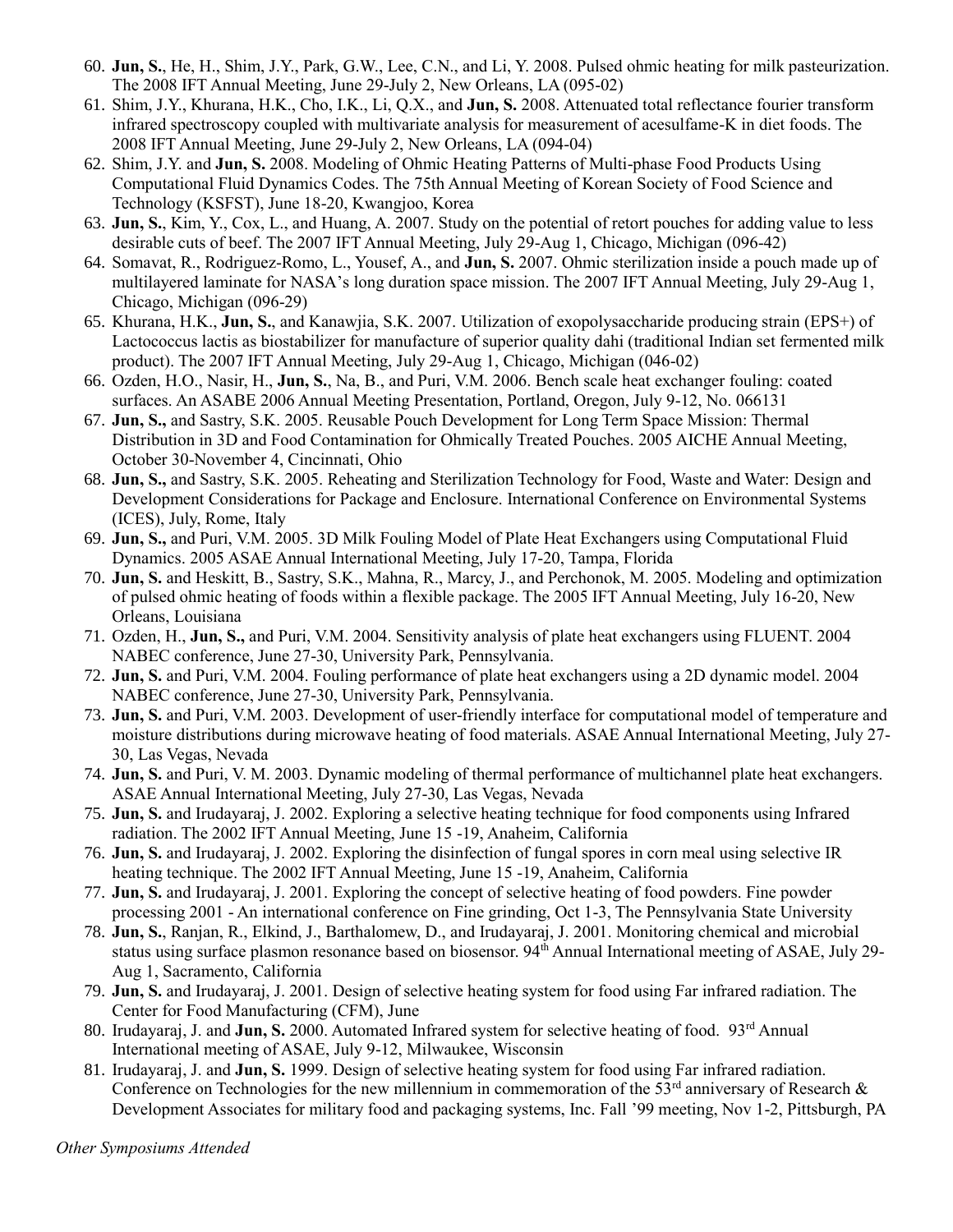60. **Jun, S.**, He, H., Shim, J.Y., Park, G.W., Lee, C.N., and Li, Y. 2008. Pulsed ohmic heating for milk pasteurization. The 2008 IFT Annual Meeting, June 29-July 2, New Orleans, LA (095-02)
61. Shim, J.Y., Khurana, H.K., Cho, I.K., Li, Q.X., and **Jun, S.** 2008. Attenuated total reflectance fourier transform infrared spectroscopy coupled with multivariate analysis for measurement of acesulfame-K in diet foods. The 2008 IFT Annual Meeting, June 29-July 2, New Orleans, LA (094-04)
62. Shim, J.Y. and **Jun, S.** 2008. Modeling of Ohmic Heating Patterns of Multi-phase Food Products Using Computational Fluid Dynamics Codes. The 75th Annual Meeting of Korean Society of Food Science and Technology (KSFST), June 18-20, Kwangjoo, Korea
63. **Jun, S.**, Kim, Y., Cox, L., and Huang, A. 2007. Study on the potential of retort pouches for adding value to less desirable cuts of beef. The 2007 IFT Annual Meeting, July 29-Aug 1, Chicago, Michigan (096-42)
64. Somavat, R., Rodriguez-Romo, L., Yousef, A., and **Jun, S.** 2007. Ohmic sterilization inside a pouch made up of multilayered laminate for NASA's long duration space mission. The 2007 IFT Annual Meeting, July 29-Aug 1, Chicago, Michigan (096-29)
65. Khurana, H.K., **Jun, S.**, and Kanawjia, S.K. 2007. Utilization of exopolysaccharide producing strain (EPS+) of Lactococcus lactis as biostabilizer for manufacture of superior quality dahi (traditional Indian set fermented milk product). The 2007 IFT Annual Meeting, July 29-Aug 1, Chicago, Michigan (046-02)
66. Ozden, H.O., Nasir, H., **Jun, S.**, Na, B., and Puri, V.M. 2006. Bench scale heat exchanger fouling: coated surfaces. An ASABE 2006 Annual Meeting Presentation, Portland, Oregon, July 9-12, No. 066131
67. **Jun, S.,** and Sastry, S.K. 2005. Reusable Pouch Development for Long Term Space Mission: Thermal Distribution in 3D and Food Contamination for Ohmically Treated Pouches. 2005 AICHE Annual Meeting, October 30-November 4, Cincinnati, Ohio
68. **Jun, S.,** and Sastry, S.K. 2005. Reheating and Sterilization Technology for Food, Waste and Water: Design and Development Considerations for Package and Enclosure. International Conference on Environmental Systems (ICES), July, Rome, Italy
69. **Jun, S.,** and Puri, V.M. 2005. 3D Milk Fouling Model of Plate Heat Exchangers using Computational Fluid Dynamics. 2005 ASAE Annual International Meeting, July 17-20, Tampa, Florida
70. **Jun, S.** and Heskitt, B., Sastry, S.K., Mahna, R., Marcy, J., and Perchonok, M. 2005. Modeling and optimization of pulsed ohmic heating of foods within a flexible package. The 2005 IFT Annual Meeting, July 16-20, New Orleans, Louisiana
71. Ozden, H., **Jun, S.,** and Puri, V.M. 2004. Sensitivity analysis of plate heat exchangers using FLUENT. 2004 NABEC conference, June 27-30, University Park, Pennsylvania.
72. **Jun, S.** and Puri, V.M. 2004. Fouling performance of plate heat exchangers using a 2D dynamic model. 2004 NABEC conference, June 27-30, University Park, Pennsylvania.
73. **Jun, S.** and Puri, V.M. 2003. Development of user-friendly interface for computational model of temperature and moisture distributions during microwave heating of food materials. ASAE Annual International Meeting, July 27-30, Las Vegas, Nevada
74. **Jun, S.** and Puri, V. M. 2003. Dynamic modeling of thermal performance of multichannel plate heat exchangers. ASAE Annual International Meeting, July 27-30, Las Vegas, Nevada
75. **Jun, S.** and Irudayaraj, J. 2002. Exploring a selective heating technique for food components using Infrared radiation. The 2002 IFT Annual Meeting, June 15 -19, Anaheim, California
76. **Jun, S.** and Irudayaraj, J. 2002. Exploring the disinfection of fungal spores in corn meal using selective IR heating technique. The 2002 IFT Annual Meeting, June 15 -19, Anaheim, California
77. **Jun, S.** and Irudayaraj, J. 2001. Exploring the concept of selective heating of food powders. Fine powder processing 2001 - An international conference on Fine grinding, Oct 1-3, The Pennsylvania State University
78. **Jun, S.**, Ranjan, R., Elkind, J., Barthalomew, D., and Irudayaraj, J. 2001. Monitoring chemical and microbial status using surface plasmon resonance based on biosensor. 94th Annual International meeting of ASAE, July 29-Aug 1, Sacramento, California
79. **Jun, S.** and Irudayaraj, J. 2001. Design of selective heating system for food using Far infrared radiation. The Center for Food Manufacturing (CFM), June
80. Irudayaraj, J. and **Jun, S.** 2000. Automated Infrared system for selective heating of food. 93rd Annual International meeting of ASAE, July 9-12, Milwaukee, Wisconsin
81. Irudayaraj, J. and **Jun, S.** 1999. Design of selective heating system for food using Far infrared radiation. Conference on Technologies for the new millennium in commemoration of the 53rd anniversary of Research & Development Associates for military food and packaging systems, Inc. Fall '99 meeting, Nov 1-2, Pittsburgh, PA

*Other Symposiums Attended*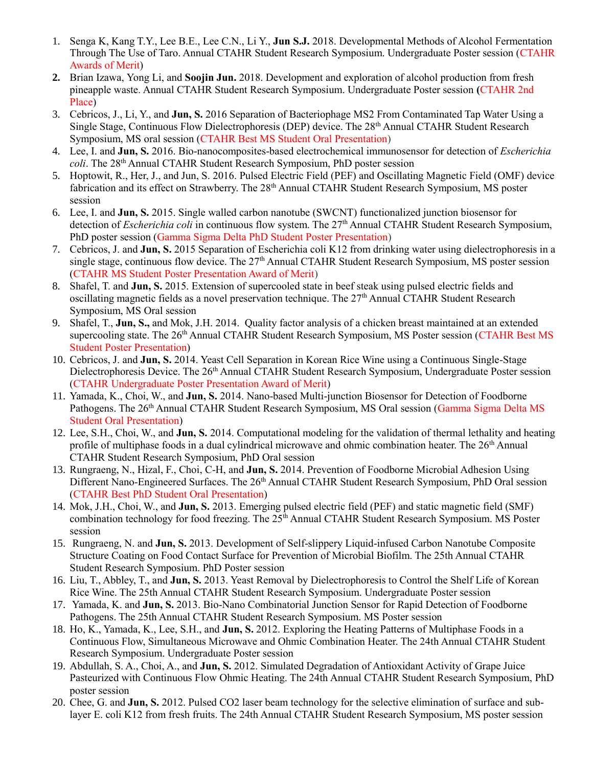1. Senga K, Kang T.Y., Lee B.E., Lee C.N., Li Y., **Jun S.J.** 2018. Developmental Methods of Alcohol Fermentation Through The Use of Taro. Annual CTAHR Student Research Symposium. Undergraduate Poster session (CTAHR Awards of Merit)
2. Brian Izawa, Yong Li, and **Soojin Jun.** 2018. Development and exploration of alcohol production from fresh pineapple waste. Annual CTAHR Student Research Symposium. Undergraduate Poster session (CTAHR 2nd Place)
3. Cebricos, J., Li, Y., and **Jun, S.** 2016 Separation of Bacteriophage MS2 From Contaminated Tap Water Using a Single Stage, Continuous Flow Dielectrophoresis (DEP) device. The 28th Annual CTAHR Student Research Symposium, MS oral session (CTAHR Best MS Student Oral Presentation)
4. Lee, I. and **Jun, S.** 2016. Bio-nanocomposites-based electrochemical immunosensor for detection of *Escherichia coli*. The 28th Annual CTAHR Student Research Symposium, PhD poster session
5. Hoptowit, R., Her, J., and Jun, S. 2016. Pulsed Electric Field (PEF) and Oscillating Magnetic Field (OMF) device fabrication and its effect on Strawberry. The 28th Annual CTAHR Student Research Symposium, MS poster session
6. Lee, I. and **Jun, S.** 2015. Single walled carbon nanotube (SWCNT) functionalized junction biosensor for detection of *Escherichia coli* in continuous flow system. The 27th Annual CTAHR Student Research Symposium, PhD poster session (Gamma Sigma Delta PhD Student Poster Presentation)
7. Cebricos, J. and **Jun, S.** 2015 Separation of Escherichia coli K12 from drinking water using dielectrophoresis in a single stage, continuous flow device. The 27th Annual CTAHR Student Research Symposium, MS poster session (CTAHR MS Student Poster Presentation Award of Merit)
8. Shafel, T. and **Jun, S.** 2015. Extension of supercooled state in beef steak using pulsed electric fields and oscillating magnetic fields as a novel preservation technique. The 27th Annual CTAHR Student Research Symposium, MS Oral session
9. Shafel, T., **Jun, S.,** and Mok, J.H. 2014. Quality factor analysis of a chicken breast maintained at an extended supercooling state. The 26th Annual CTAHR Student Research Symposium, MS Poster session (CTAHR Best MS Student Poster Presentation)
10. Cebricos, J. and **Jun, S.** 2014. Yeast Cell Separation in Korean Rice Wine using a Continuous Single-Stage Dielectrophoresis Device. The 26th Annual CTAHR Student Research Symposium, Undergraduate Poster session (CTAHR Undergraduate Poster Presentation Award of Merit)
11. Yamada, K., Choi, W., and **Jun, S.** 2014. Nano-based Multi-junction Biosensor for Detection of Foodborne Pathogens. The 26th Annual CTAHR Student Research Symposium, MS Oral session (Gamma Sigma Delta MS Student Oral Presentation)
12. Lee, S.H., Choi, W., and **Jun, S.** 2014. Computational modeling for the validation of thermal lethality and heating profile of multiphase foods in a dual cylindrical microwave and ohmic combination heater. The 26th Annual CTAHR Student Research Symposium, PhD Oral session
13. Rungraeng, N., Hizal, F., Choi, C-H, and **Jun, S.** 2014. Prevention of Foodborne Microbial Adhesion Using Different Nano-Engineered Surfaces. The 26th Annual CTAHR Student Research Symposium, PhD Oral session (CTAHR Best PhD Student Oral Presentation)
14. Mok, J.H., Choi, W., and **Jun, S.** 2013. Emerging pulsed electric field (PEF) and static magnetic field (SMF) combination technology for food freezing. The 25th Annual CTAHR Student Research Symposium. MS Poster session
15. Rungraeng, N. and **Jun, S.** 2013. Development of Self-slippery Liquid-infused Carbon Nanotube Composite Structure Coating on Food Contact Surface for Prevention of Microbial Biofilm. The 25th Annual CTAHR Student Research Symposium. PhD Poster session
16. Liu, T., Abbley, T., and **Jun, S.** 2013. Yeast Removal by Dielectrophoresis to Control the Shelf Life of Korean Rice Wine. The 25th Annual CTAHR Student Research Symposium. Undergraduate Poster session
17. Yamada, K. and **Jun, S.** 2013. Bio-Nano Combinatorial Junction Sensor for Rapid Detection of Foodborne Pathogens. The 25th Annual CTAHR Student Research Symposium. MS Poster session
18. Ho, K., Yamada, K., Lee, S.H., and **Jun, S.** 2012. Exploring the Heating Patterns of Multiphase Foods in a Continuous Flow, Simultaneous Microwave and Ohmic Combination Heater. The 24th Annual CTAHR Student Research Symposium. Undergraduate Poster session
19. Abdullah, S. A., Choi, A., and **Jun, S.** 2012. Simulated Degradation of Antioxidant Activity of Grape Juice Pasteurized with Continuous Flow Ohmic Heating. The 24th Annual CTAHR Student Research Symposium, PhD poster session
20. Chee, G. and **Jun, S.** 2012. Pulsed CO2 laser beam technology for the selective elimination of surface and sub-layer E. coli K12 from fresh fruits. The 24th Annual CTAHR Student Research Symposium, MS poster session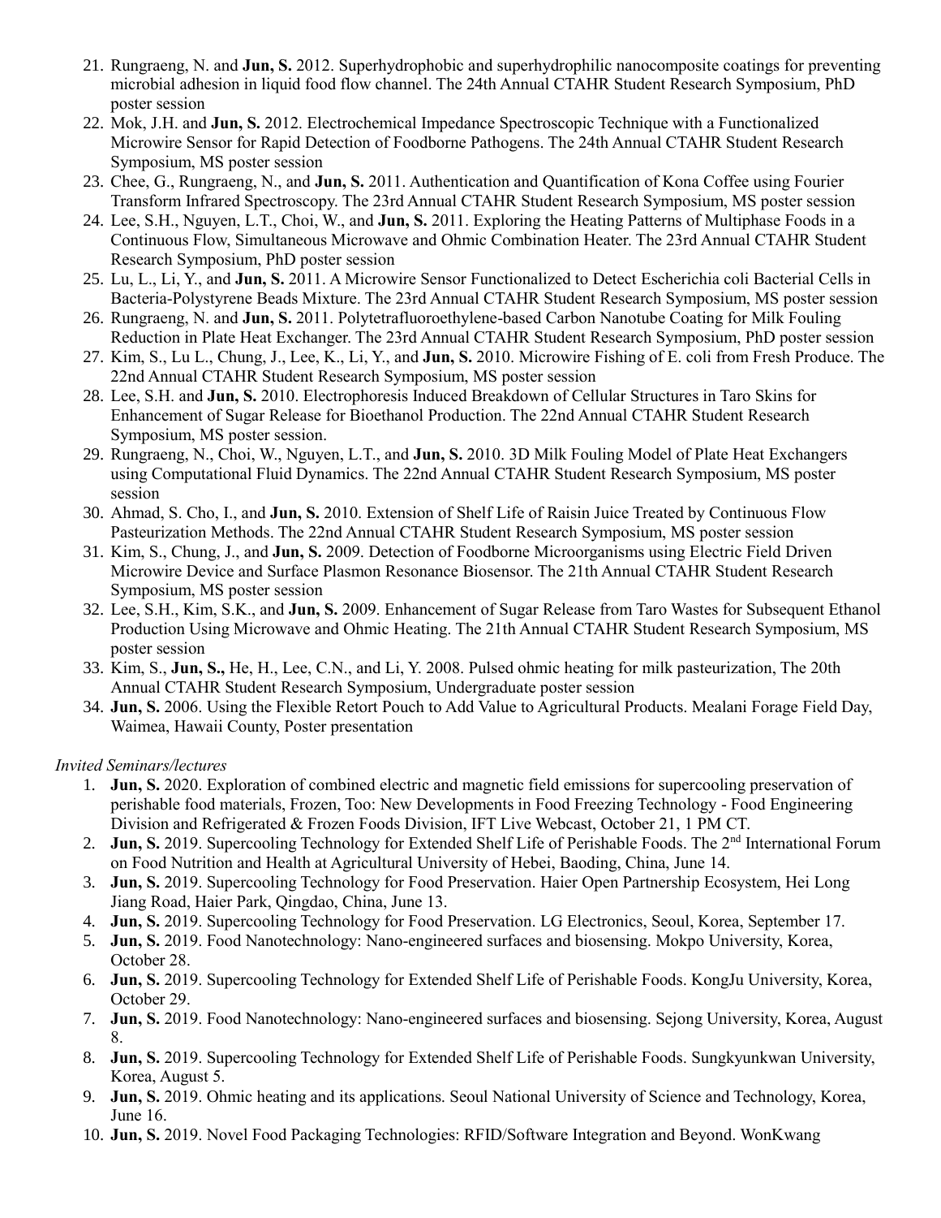21. Rungraeng, N. and **Jun, S.** 2012. Superhydrophobic and superhydrophilic nanocomposite coatings for preventing microbial adhesion in liquid food flow channel. The 24th Annual CTAHR Student Research Symposium, PhD poster session
22. Mok, J.H. and **Jun, S.** 2012. Electrochemical Impedance Spectroscopic Technique with a Functionalized Microwire Sensor for Rapid Detection of Foodborne Pathogens. The 24th Annual CTAHR Student Research Symposium, MS poster session
23. Chee, G., Rungraeng, N., and **Jun, S.** 2011. Authentication and Quantification of Kona Coffee using Fourier Transform Infrared Spectroscopy. The 23rd Annual CTAHR Student Research Symposium, MS poster session
24. Lee, S.H., Nguyen, L.T., Choi, W., and **Jun, S.** 2011. Exploring the Heating Patterns of Multiphase Foods in a Continuous Flow, Simultaneous Microwave and Ohmic Combination Heater. The 23rd Annual CTAHR Student Research Symposium, PhD poster session
25. Lu, L., Li, Y., and **Jun, S.** 2011. A Microwire Sensor Functionalized to Detect Escherichia coli Bacterial Cells in Bacteria-Polystyrene Beads Mixture. The 23rd Annual CTAHR Student Research Symposium, MS poster session
26. Rungraeng, N. and **Jun, S.** 2011. Polytetrafluoroethylene-based Carbon Nanotube Coating for Milk Fouling Reduction in Plate Heat Exchanger. The 23rd Annual CTAHR Student Research Symposium, PhD poster session
27. Kim, S., Lu L., Chung, J., Lee, K., Li, Y., and **Jun, S.** 2010. Microwire Fishing of E. coli from Fresh Produce. The 22nd Annual CTAHR Student Research Symposium, MS poster session
28. Lee, S.H. and **Jun, S.** 2010. Electrophoresis Induced Breakdown of Cellular Structures in Taro Skins for Enhancement of Sugar Release for Bioethanol Production. The 22nd Annual CTAHR Student Research Symposium, MS poster session.
29. Rungraeng, N., Choi, W., Nguyen, L.T., and **Jun, S.** 2010. 3D Milk Fouling Model of Plate Heat Exchangers using Computational Fluid Dynamics. The 22nd Annual CTAHR Student Research Symposium, MS poster session
30. Ahmad, S. Cho, I., and **Jun, S.** 2010. Extension of Shelf Life of Raisin Juice Treated by Continuous Flow Pasteurization Methods. The 22nd Annual CTAHR Student Research Symposium, MS poster session
31. Kim, S., Chung, J., and **Jun, S.** 2009. Detection of Foodborne Microorganisms using Electric Field Driven Microwire Device and Surface Plasmon Resonance Biosensor. The 21th Annual CTAHR Student Research Symposium, MS poster session
32. Lee, S.H., Kim, S.K., and **Jun, S.** 2009. Enhancement of Sugar Release from Taro Wastes for Subsequent Ethanol Production Using Microwave and Ohmic Heating. The 21th Annual CTAHR Student Research Symposium, MS poster session
33. Kim, S., **Jun, S.,** He, H., Lee, C.N., and Li, Y. 2008. Pulsed ohmic heating for milk pasteurization, The 20th Annual CTAHR Student Research Symposium, Undergraduate poster session
34. **Jun, S.** 2006. Using the Flexible Retort Pouch to Add Value to Agricultural Products. Mealani Forage Field Day, Waimea, Hawaii County, Poster presentation

*Invited Seminars/lectures*

1. **Jun, S.** 2020. Exploration of combined electric and magnetic field emissions for supercooling preservation of perishable food materials, Frozen, Too: New Developments in Food Freezing Technology - Food Engineering Division and Refrigerated & Frozen Foods Division, IFT Live Webcast, October 21, 1 PM CT.
2. **Jun, S.** 2019. Supercooling Technology for Extended Shelf Life of Perishable Foods. The 2nd International Forum on Food Nutrition and Health at Agricultural University of Hebei, Baoding, China, June 14.
3. **Jun, S.** 2019. Supercooling Technology for Food Preservation. Haier Open Partnership Ecosystem, Hei Long Jiang Road, Haier Park, Qingdao, China, June 13.
4. **Jun, S.** 2019. Supercooling Technology for Food Preservation. LG Electronics, Seoul, Korea, September 17.
5. **Jun, S.** 2019. Food Nanotechnology: Nano-engineered surfaces and biosensing. Mokpo University, Korea, October 28.
6. **Jun, S.** 2019. Supercooling Technology for Extended Shelf Life of Perishable Foods. KongJu University, Korea, October 29.
7. **Jun, S.** 2019. Food Nanotechnology: Nano-engineered surfaces and biosensing. Sejong University, Korea, August 8.
8. **Jun, S.** 2019. Supercooling Technology for Extended Shelf Life of Perishable Foods. Sungkyunkwan University, Korea, August 5.
9. **Jun, S.** 2019. Ohmic heating and its applications. Seoul National University of Science and Technology, Korea, June 16.
10. **Jun, S.** 2019. Novel Food Packaging Technologies: RFID/Software Integration and Beyond. WonKwang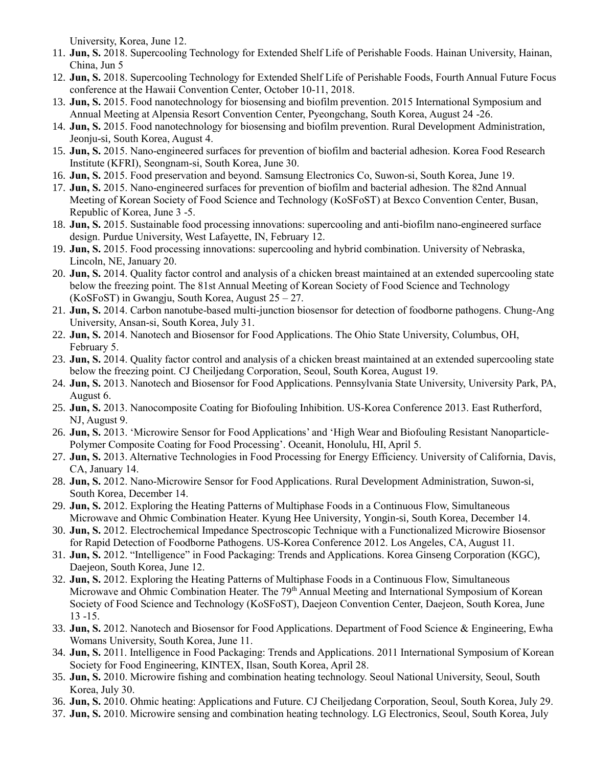University, Korea, June 12.

11. **Jun, S.** 2018. Supercooling Technology for Extended Shelf Life of Perishable Foods. Hainan University, Hainan, China, Jun 5
12. **Jun, S.** 2018. Supercooling Technology for Extended Shelf Life of Perishable Foods, Fourth Annual Future Focus conference at the Hawaii Convention Center, October 10-11, 2018.
13. **Jun, S.** 2015. Food nanotechnology for biosensing and biofilm prevention. 2015 International Symposium and Annual Meeting at Alpensia Resort Convention Center, Pyeongchang, South Korea, August 24 -26.
14. **Jun, S.** 2015. Food nanotechnology for biosensing and biofilm prevention. Rural Development Administration, Jeonju-si, South Korea, August 4.
15. **Jun, S.** 2015. Nano-engineered surfaces for prevention of biofilm and bacterial adhesion. Korea Food Research Institute (KFRI), Seongnam-si, South Korea, June 30.
16. **Jun, S.** 2015. Food preservation and beyond. Samsung Electronics Co, Suwon-si, South Korea, June 19.
17. **Jun, S.** 2015. Nano-engineered surfaces for prevention of biofilm and bacterial adhesion. The 82nd Annual Meeting of Korean Society of Food Science and Technology (KoSFoST) at Bexco Convention Center, Busan, Republic of Korea, June 3 -5.
18. **Jun, S.** 2015. Sustainable food processing innovations: supercooling and anti-biofilm nano-engineered surface design. Purdue University, West Lafayette, IN, February 12.
19. **Jun, S.** 2015. Food processing innovations: supercooling and hybrid combination. University of Nebraska, Lincoln, NE, January 20.
20. **Jun, S.** 2014. Quality factor control and analysis of a chicken breast maintained at an extended supercooling state below the freezing point. The 81st Annual Meeting of Korean Society of Food Science and Technology (KoSFoST) in Gwangju, South Korea, August 25 – 27.
21. **Jun, S.** 2014. Carbon nanotube-based multi-junction biosensor for detection of foodborne pathogens. Chung-Ang University, Ansan-si, South Korea, July 31.
22. **Jun, S.** 2014. Nanotech and Biosensor for Food Applications. The Ohio State University, Columbus, OH, February 5.
23. **Jun, S.** 2014. Quality factor control and analysis of a chicken breast maintained at an extended supercooling state below the freezing point. CJ Cheiljedang Corporation, Seoul, South Korea, August 19.
24. **Jun, S.** 2013. Nanotech and Biosensor for Food Applications. Pennsylvania State University, University Park, PA, August 6.
25. **Jun, S.** 2013. Nanocomposite Coating for Biofouling Inhibition. US-Korea Conference 2013. East Rutherford, NJ, August 9.
26. **Jun, S.** 2013. 'Microwire Sensor for Food Applications' and 'High Wear and Biofouling Resistant Nanoparticle-Polymer Composite Coating for Food Processing'. Oceanit, Honolulu, HI, April 5.
27. **Jun, S.** 2013. Alternative Technologies in Food Processing for Energy Efficiency. University of California, Davis, CA, January 14.
28. **Jun, S.** 2012. Nano-Microwire Sensor for Food Applications. Rural Development Administration, Suwon-si, South Korea, December 14.
29. **Jun, S.** 2012. Exploring the Heating Patterns of Multiphase Foods in a Continuous Flow, Simultaneous Microwave and Ohmic Combination Heater. Kyung Hee University, Yongin-si, South Korea, December 14.
30. **Jun, S.** 2012. Electrochemical Impedance Spectroscopic Technique with a Functionalized Microwire Biosensor for Rapid Detection of Foodborne Pathogens. US-Korea Conference 2012. Los Angeles, CA, August 11.
31. **Jun, S.** 2012. "Intelligence" in Food Packaging: Trends and Applications. Korea Ginseng Corporation (KGC), Daejeon, South Korea, June 12.
32. **Jun, S.** 2012. Exploring the Heating Patterns of Multiphase Foods in a Continuous Flow, Simultaneous Microwave and Ohmic Combination Heater. The 79th Annual Meeting and International Symposium of Korean Society of Food Science and Technology (KoSFoST), Daejeon Convention Center, Daejeon, South Korea, June 13 -15.
33. **Jun, S.** 2012. Nanotech and Biosensor for Food Applications. Department of Food Science & Engineering, Ewha Womans University, South Korea, June 11.
34. **Jun, S.** 2011. Intelligence in Food Packaging: Trends and Applications. 2011 International Symposium of Korean Society for Food Engineering, KINTEX, Ilsan, South Korea, April 28.
35. **Jun, S.** 2010. Microwire fishing and combination heating technology. Seoul National University, Seoul, South Korea, July 30.
36. **Jun, S.** 2010. Ohmic heating: Applications and Future. CJ Cheiljedang Corporation, Seoul, South Korea, July 29.
37. **Jun, S.** 2010. Microwire sensing and combination heating technology. LG Electronics, Seoul, South Korea, July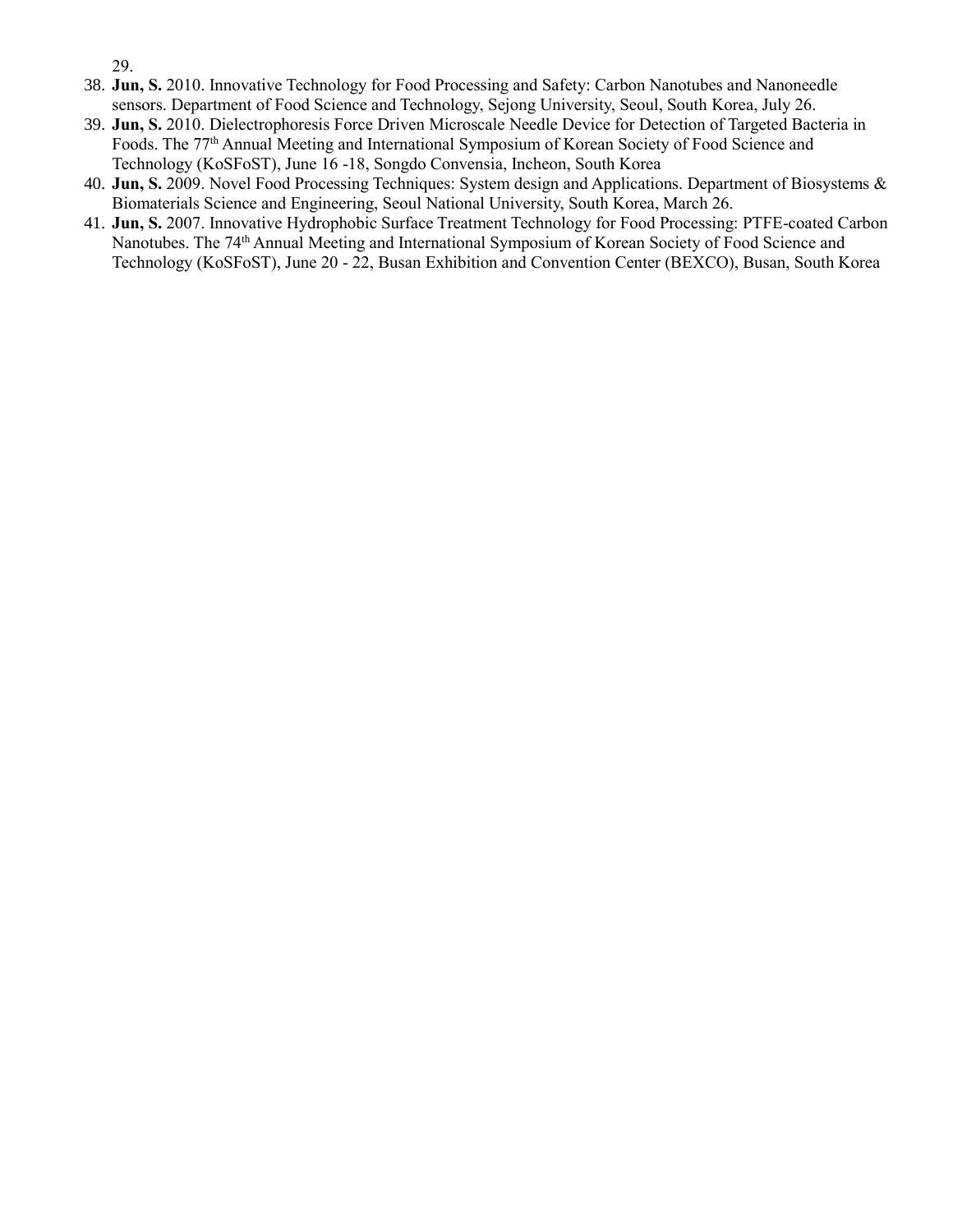29.

38. **Jun, S.** 2010. Innovative Technology for Food Processing and Safety: Carbon Nanotubes and Nanoneedle sensors. Department of Food Science and Technology, Sejong University, Seoul, South Korea, July 26.
39. **Jun, S.** 2010. Dielectrophoresis Force Driven Microscale Needle Device for Detection of Targeted Bacteria in Foods. The 77$^{th}$ Annual Meeting and International Symposium of Korean Society of Food Science and Technology (KoSFoST), June 16 -18, Songdo Convensia, Incheon, South Korea
40. **Jun, S.** 2009. Novel Food Processing Techniques: System design and Applications. Department of Biosystems & Biomaterials Science and Engineering, Seoul National University, South Korea, March 26.
41. **Jun, S.** 2007. Innovative Hydrophobic Surface Treatment Technology for Food Processing: PTFE-coated Carbon Nanotubes. The 74$^{th}$ Annual Meeting and International Symposium of Korean Society of Food Science and Technology (KoSFoST), June 20 - 22, Busan Exhibition and Convention Center (BEXCO), Busan, South Korea